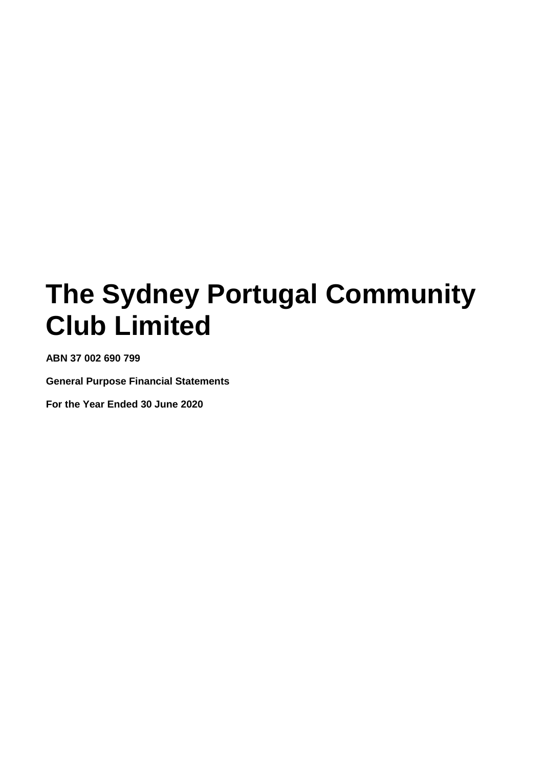# The Sydney Portugal Community Club Limited

**ABN 37 002 690 799**

**General Purpose Financial Statements**

**For the Year Ended 30 June 2020**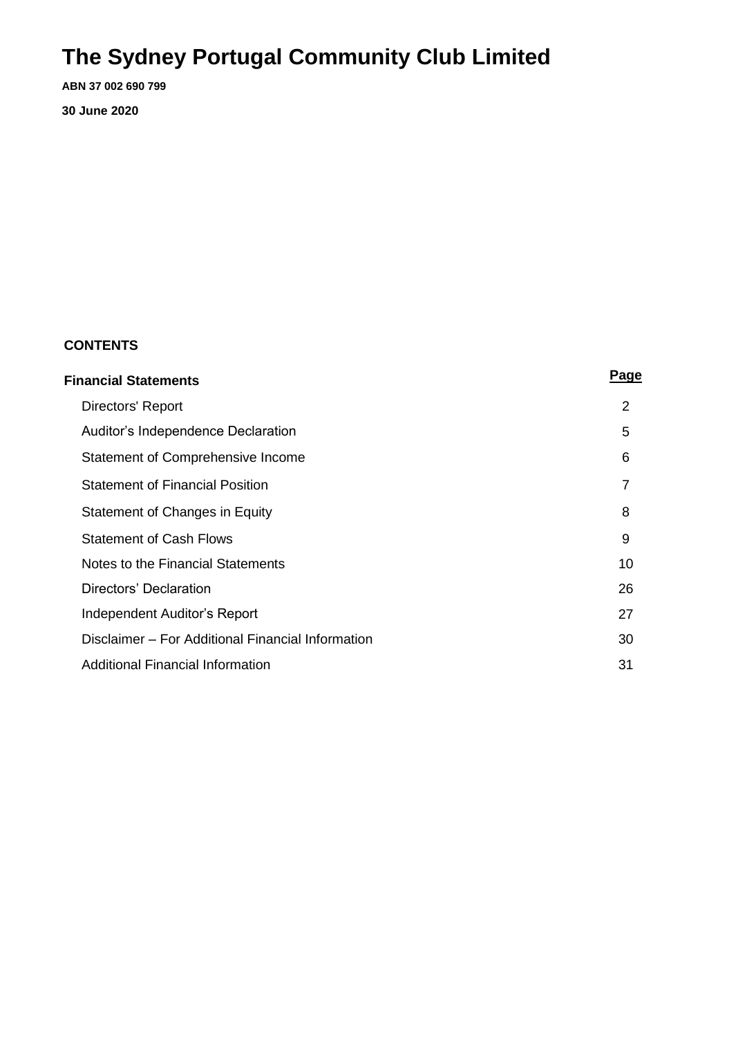# The Sydney Portugal Community Club Limited

**ABN 37 002 690 799**

**30 June 2020**

**CONTENTS**

| **Financial Statements** | **Page** |
| --- | --- |
| Directors' Report | 2 |
| Auditor's Independence Declaration | 5 |
| Statement of Comprehensive Income | 6 |
| Statement of Financial Position | 7 |
| Statement of Changes in Equity | 8 |
| Statement of Cash Flows | 9 |
| Notes to the Financial Statements | 10 |
| Directors' Declaration | 26 |
| Independent Auditor's Report | 27 |
| Disclaimer – For Additional Financial Information | 30 |
| Additional Financial Information | 31 |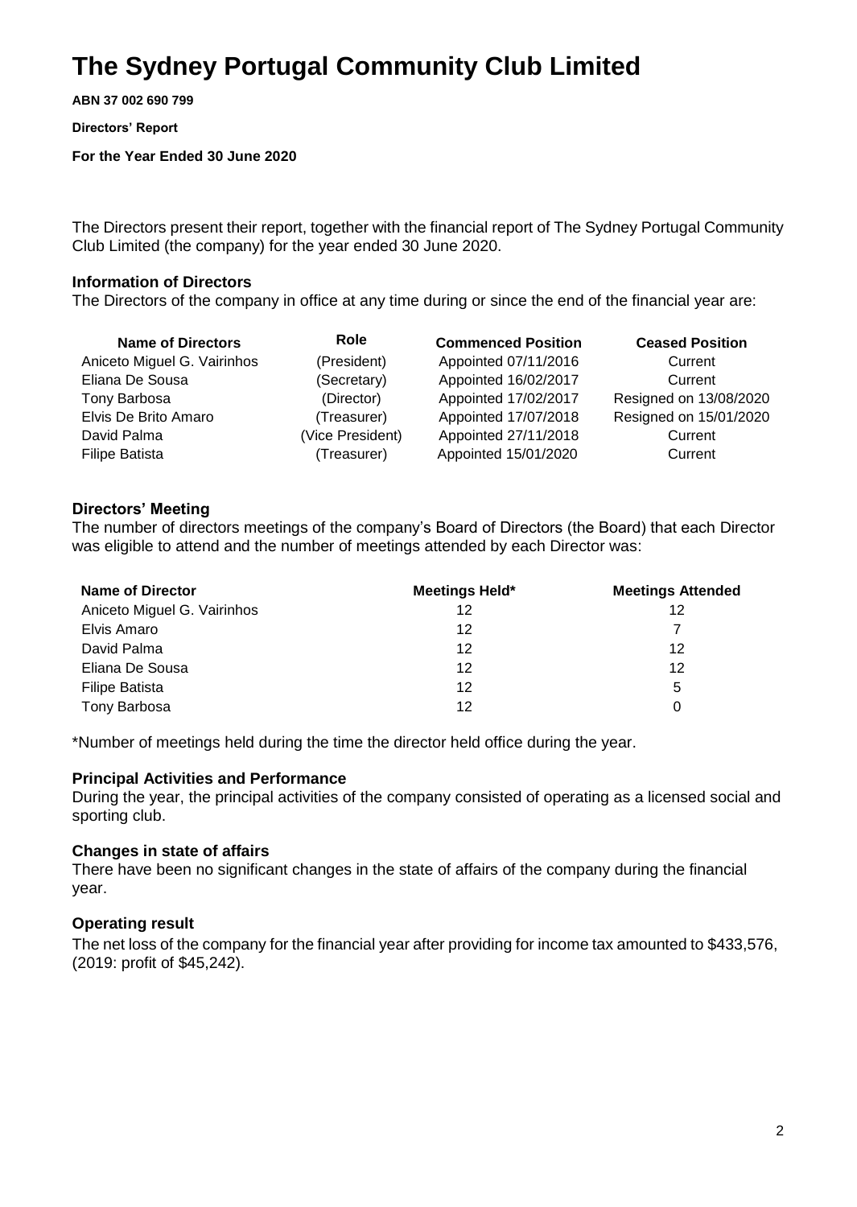# The Sydney Portugal Community Club Limited

**ABN 37 002 690 799**

**Directors' Report**

**For the Year Ended 30 June 2020**

The Directors present their report, together with the financial report of The Sydney Portugal Community Club Limited (the company) for the year ended 30 June 2020.

### Information of Directors

The Directors of the company in office at any time during or since the end of the financial year are:

| Name of Directors | Role | Commenced Position | Ceased Position |
|---|---|---|---|
| Aniceto Miguel G. Vairinhos | (President) | Appointed 07/11/2016 | Current |
| Eliana De Sousa | (Secretary) | Appointed 16/02/2017 | Current |
| Tony Barbosa | (Director) | Appointed 17/02/2017 | Resigned on 13/08/2020 |
| Elvis De Brito Amaro | (Treasurer) | Appointed 17/07/2018 | Resigned on 15/01/2020 |
| David Palma | (Vice President) | Appointed 27/11/2018 | Current |
| Filipe Batista | (Treasurer) | Appointed 15/01/2020 | Current |

### Directors' Meeting

The number of directors meetings of the company's Board of Directors (the Board) that each Director was eligible to attend and the number of meetings attended by each Director was:

| Name of Director | Meetings Held* | Meetings Attended |
|---|---|---|
| Aniceto Miguel G. Vairinhos | 12 | 12 |
| Elvis Amaro | 12 | 7 |
| David Palma | 12 | 12 |
| Eliana De Sousa | 12 | 12 |
| Filipe Batista | 12 | 5 |
| Tony Barbosa | 12 | 0 |

*Number of meetings held during the time the director held office during the year.

### Principal Activities and Performance

During the year, the principal activities of the company consisted of operating as a licensed social and sporting club.

### Changes in state of affairs

There have been no significant changes in the state of affairs of the company during the financial year.

### Operating result

The net loss of the company for the financial year after providing for income tax amounted to $433,576, (2019: profit of $45,242).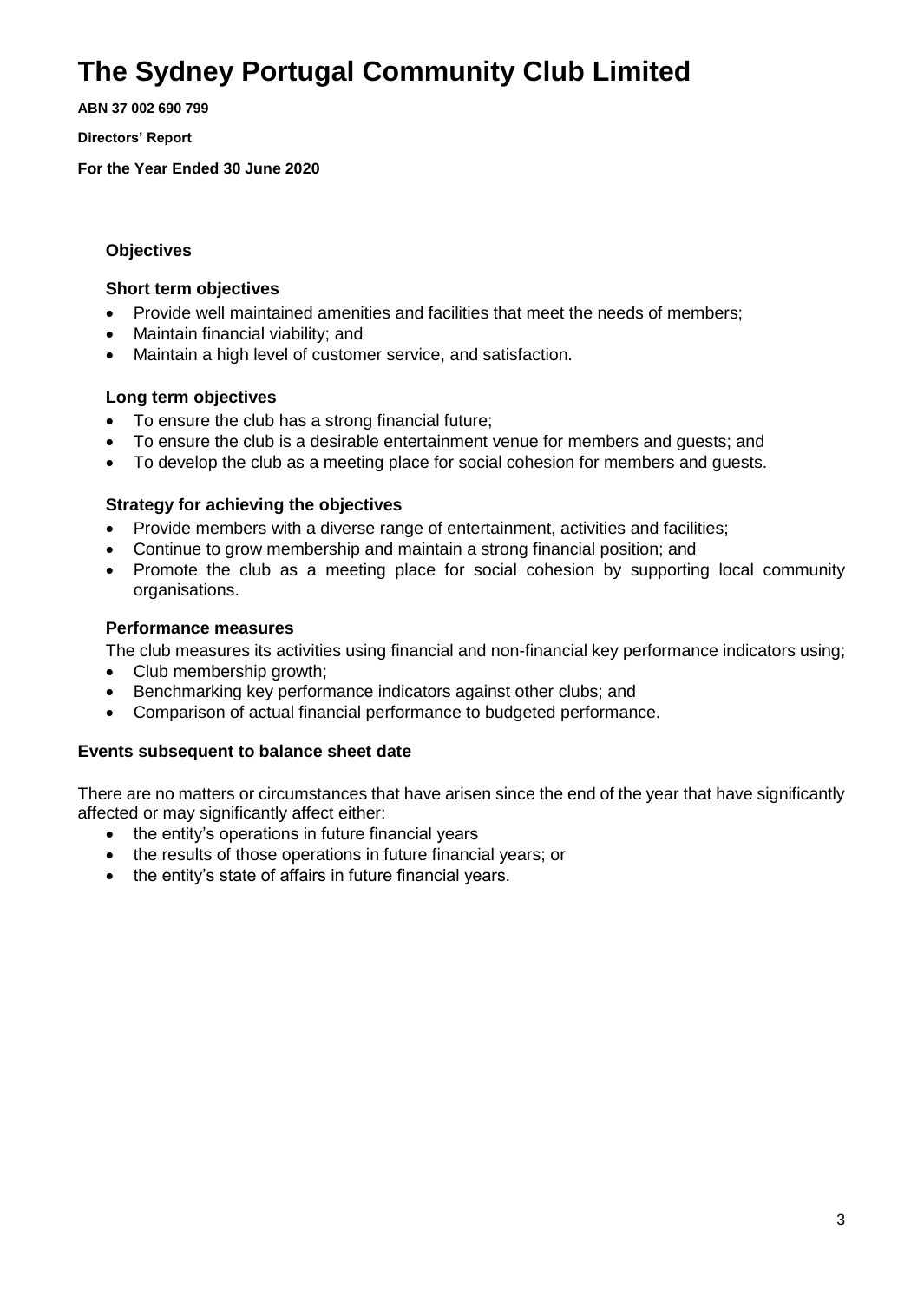# The Sydney Portugal Community Club Limited

**ABN 37 002 690 799**

**Directors' Report**

**For the Year Ended 30 June 2020**

### Objectives

**Short term objectives**

- Provide well maintained amenities and facilities that meet the needs of members;
- Maintain financial viability; and
- Maintain a high level of customer service, and satisfaction.

**Long term objectives**

- To ensure the club has a strong financial future;
- To ensure the club is a desirable entertainment venue for members and guests; and
- To develop the club as a meeting place for social cohesion for members and guests.

**Strategy for achieving the objectives**

- Provide members with a diverse range of entertainment, activities and facilities;
- Continue to grow membership and maintain a strong financial position; and
- Promote the club as a meeting place for social cohesion by supporting local community organisations.

**Performance measures**

The club measures its activities using financial and non-financial key performance indicators using;

- Club membership growth;
- Benchmarking key performance indicators against other clubs; and
- Comparison of actual financial performance to budgeted performance.

### Events subsequent to balance sheet date

There are no matters or circumstances that have arisen since the end of the year that have significantly affected or may significantly affect either:

- the entity's operations in future financial years
- the results of those operations in future financial years; or
- the entity's state of affairs in future financial years.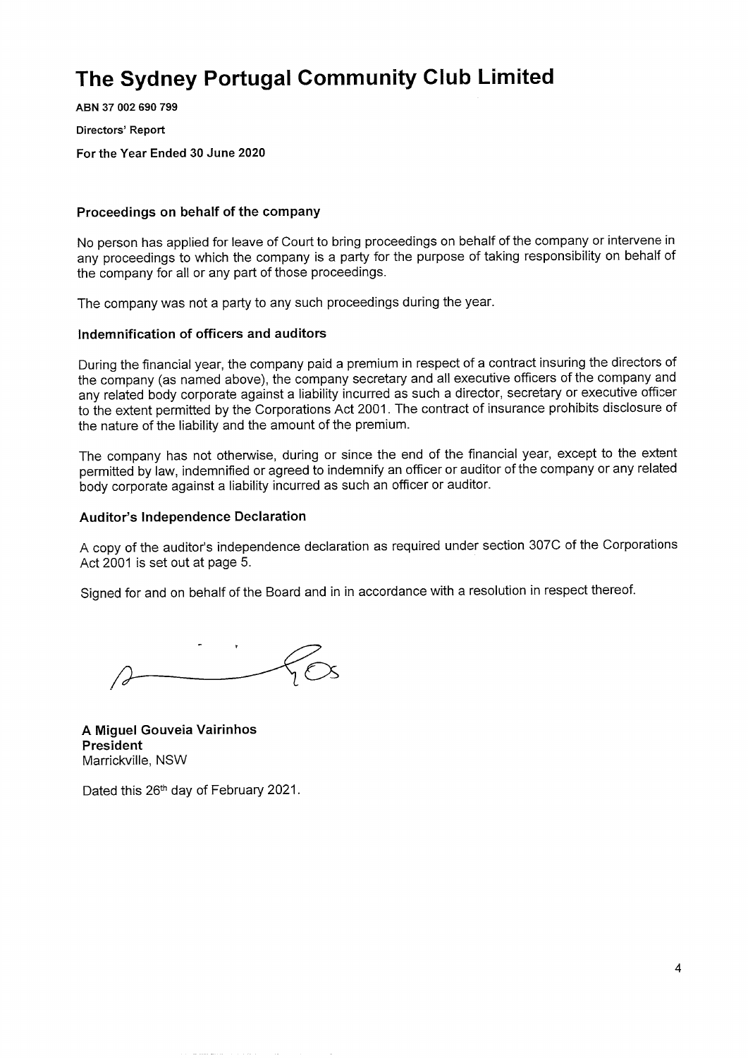# The Sydney Portugal Community Club Limited

**ABN 37 002 690 799**

**Directors' Report**

**For the Year Ended 30 June 2020**

### Proceedings on behalf of the company

No person has applied for leave of Court to bring proceedings on behalf of the company or intervene in any proceedings to which the company is a party for the purpose of taking responsibility on behalf of the company for all or any part of those proceedings.

The company was not a party to any such proceedings during the year.

### Indemnification of officers and auditors

During the financial year, the company paid a premium in respect of a contract insuring the directors of the company (as named above), the company secretary and all executive officers of the company and any related body corporate against a liability incurred as such a director, secretary or executive officer to the extent permitted by the Corporations Act 2001. The contract of insurance prohibits disclosure of the nature of the liability and the amount of the premium.

The company has not otherwise, during or since the end of the financial year, except to the extent permitted by law, indemnified or agreed to indemnify an officer or auditor of the company or any related body corporate against a liability incurred as such an officer or auditor.

### Auditor's Independence Declaration

A copy of the auditor's independence declaration as required under section 307C of the Corporations Act 2001 is set out at page 5.

Signed for and on behalf of the Board and in in accordance with a resolution in respect thereof.

**A Miguel Gouveia Vairinhos**
**President**
Marrickville, NSW

Dated this 26th day of February 2021.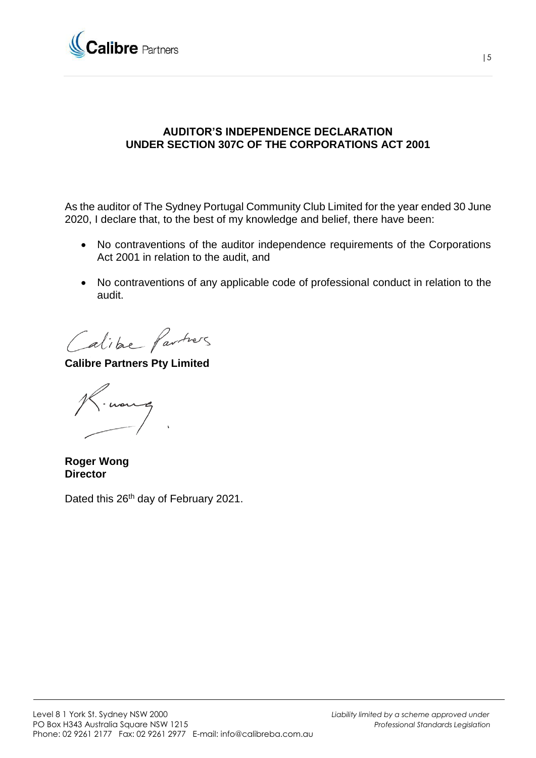## AUDITOR'S INDEPENDENCE DECLARATION UNDER SECTION 307C OF THE CORPORATIONS ACT 2001

As the auditor of The Sydney Portugal Community Club Limited for the year ended 30 June 2020, I declare that, to the best of my knowledge and belief, there have been:

- No contraventions of the auditor independence requirements of the Corporations Act 2001 in relation to the audit, and
- No contraventions of any applicable code of professional conduct in relation to the audit.

**Calibre Partners Pty Limited**

**Roger Wong**
**Director**

Dated this 26th day of February 2021.

Level 8 1 York St. Sydney NSW 2000
PO Box H343 Australia Square NSW 1215
Phone: 02 9261 2177 Fax: 02 9261 2977 E-mail: info@calibreba.com.au

*Liability limited by a scheme approved under Professional Standards Legislation*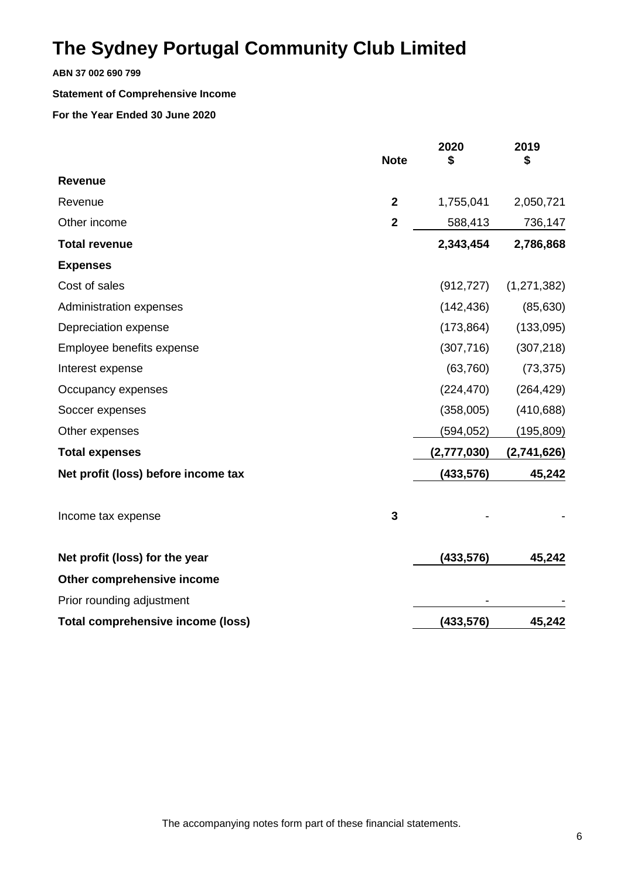# The Sydney Portugal Community Club Limited

**ABN 37 002 690 799**

**Statement of Comprehensive Income**

**For the Year Ended 30 June 2020**

| | Note | 2020 $ | 2019 $ |
|---|---|---|---|
| **Revenue** | | | |
| Revenue | **2** | 1,755,041 | 2,050,721 |
| Other income | **2** | 588,413 | 736,147 |
| **Total revenue** | | **2,343,454** | **2,786,868** |
| **Expenses** | | | |
| Cost of sales | | (912,727) | (1,271,382) |
| Administration expenses | | (142,436) | (85,630) |
| Depreciation expense | | (173,864) | (133,095) |
| Employee benefits expense | | (307,716) | (307,218) |
| Interest expense | | (63,760) | (73,375) |
| Occupancy expenses | | (224,470) | (264,429) |
| Soccer expenses | | (358,005) | (410,688) |
| Other expenses | | (594,052) | (195,809) |
| **Total expenses** | | **(2,777,030)** | **(2,741,626)** |
| **Net profit (loss) before income tax** | | **(433,576)** | **45,242** |
| Income tax expense | **3** | - | - |
| **Net profit (loss) for the year** | | **(433,576)** | **45,242** |
| **Other comprehensive income** | | | |
| Prior rounding adjustment | | - | - |
| **Total comprehensive income (loss)** | | **(433,576)** | **45,242** |

The accompanying notes form part of these financial statements.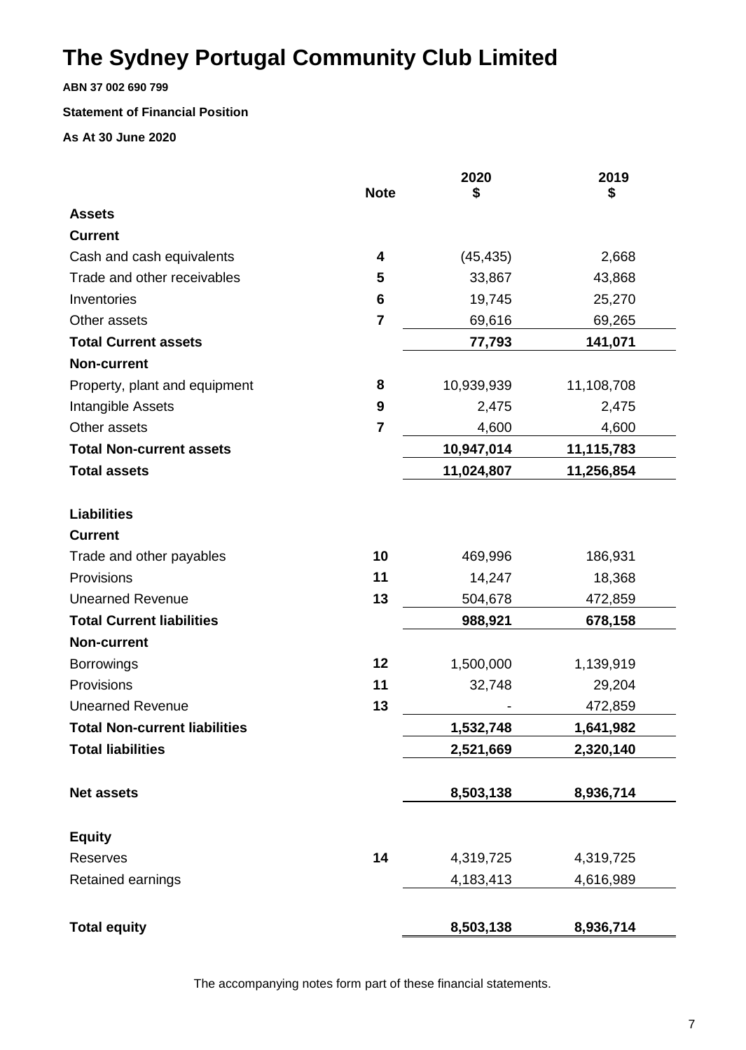# The Sydney Portugal Community Club Limited

**ABN 37 002 690 799**

**Statement of Financial Position**

**As At 30 June 2020**

| | Note | 2020 $ | 2019 $ |
|---|---|---|---|
| **Assets** | | | |
| **Current** | | | |
| Cash and cash equivalents | 4 | (45,435) | 2,668 |
| Trade and other receivables | 5 | 33,867 | 43,868 |
| Inventories | 6 | 19,745 | 25,270 |
| Other assets | 7 | 69,616 | 69,265 |
| **Total Current assets** | | **77,793** | **141,071** |
| **Non-current** | | | |
| Property, plant and equipment | 8 | 10,939,939 | 11,108,708 |
| Intangible Assets | 9 | 2,475 | 2,475 |
| Other assets | 7 | 4,600 | 4,600 |
| **Total Non-current assets** | | **10,947,014** | **11,115,783** |
| **Total assets** | | **11,024,807** | **11,256,854** |
| **Liabilities** | | | |
| **Current** | | | |
| Trade and other payables | 10 | 469,996 | 186,931 |
| Provisions | 11 | 14,247 | 18,368 |
| Unearned Revenue | 13 | 504,678 | 472,859 |
| **Total Current liabilities** | | **988,921** | **678,158** |
| **Non-current** | | | |
| Borrowings | 12 | 1,500,000 | 1,139,919 |
| Provisions | 11 | 32,748 | 29,204 |
| Unearned Revenue | 13 | - | 472,859 |
| **Total Non-current liabilities** | | **1,532,748** | **1,641,982** |
| **Total liabilities** | | **2,521,669** | **2,320,140** |
| **Net assets** | | **8,503,138** | **8,936,714** |
| **Equity** | | | |
| Reserves | 14 | 4,319,725 | 4,319,725 |
| Retained earnings | | 4,183,413 | 4,616,989 |
| **Total equity** | | **8,503,138** | **8,936,714** |

The accompanying notes form part of these financial statements.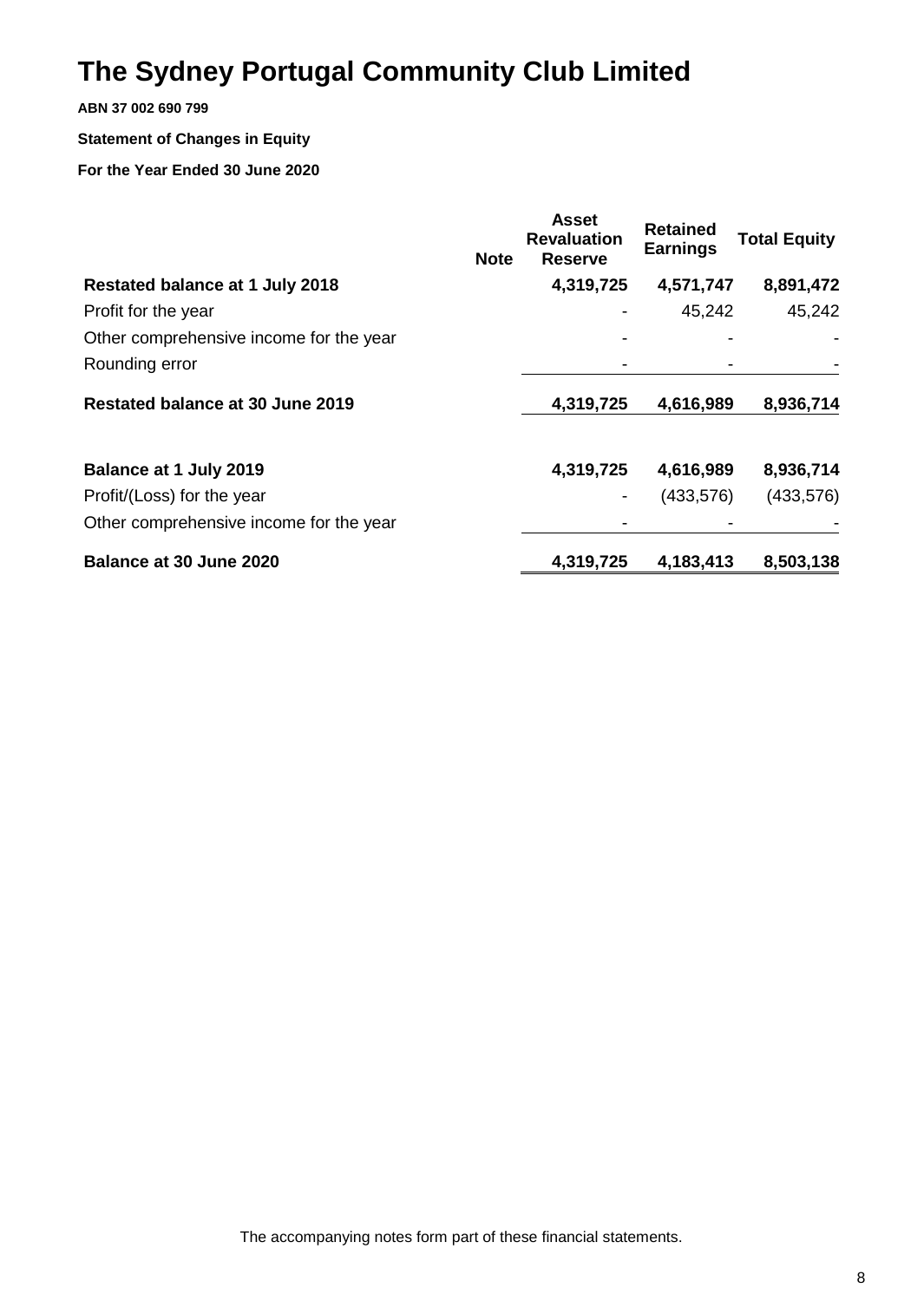# The Sydney Portugal Community Club Limited

**ABN 37 002 690 799**

**Statement of Changes in Equity**

**For the Year Ended 30 June 2020**

| | Note | Asset Revaluation Reserve | Retained Earnings | Total Equity |
|---|---|---|---|---|
| **Restated balance at 1 July 2018** | | **4,319,725** | **4,571,747** | **8,891,472** |
| Profit for the year | | - | 45,242 | 45,242 |
| Other comprehensive income for the year | | - | - | - |
| Rounding error | | - | - | - |
| **Restated balance at 30 June 2019** | | **4,319,725** | **4,616,989** | **8,936,714** |
| | | | | |
| **Balance at 1 July 2019** | | **4,319,725** | **4,616,989** | **8,936,714** |
| Profit/(Loss) for the year | | - | (433,576) | (433,576) |
| Other comprehensive income for the year | | - | - | - |
| **Balance at 30 June 2020** | | **4,319,725** | **4,183,413** | **8,503,138** |

The accompanying notes form part of these financial statements.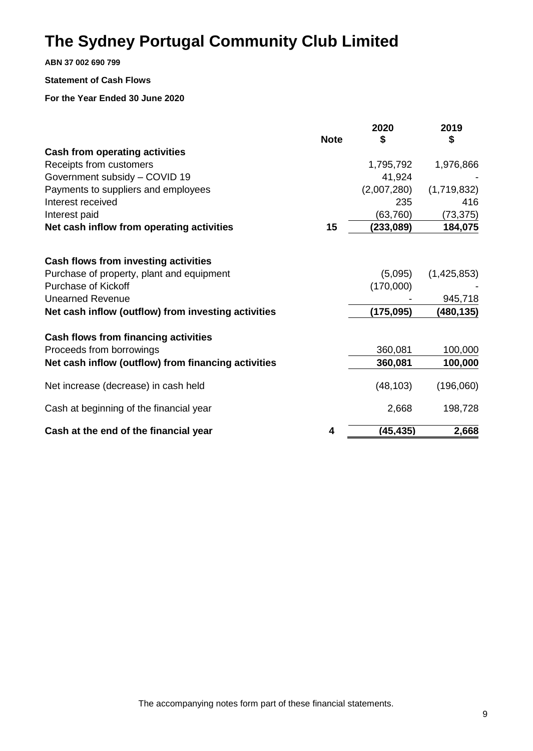# The Sydney Portugal Community Club Limited

**ABN 37 002 690 799**

**Statement of Cash Flows**

**For the Year Ended 30 June 2020**

| | Note | 2020<br>$ | 2019<br>$ |
|---|---|---|---|
| **Cash from operating activities** | | | |
| Receipts from customers | | 1,795,792 | 1,976,866 |
| Government subsidy – COVID 19 | | 41,924 | - |
| Payments to suppliers and employees | | (2,007,280) | (1,719,832) |
| Interest received | | 235 | 416 |
| Interest paid | | (63,760) | (73,375) |
| **Net cash inflow from operating activities** | **15** | **(233,089)** | **184,075** |
| | | | |
| **Cash flows from investing activities** | | | |
| Purchase of property, plant and equipment | | (5,095) | (1,425,853) |
| Purchase of Kickoff | | (170,000) | - |
| Unearned Revenue | | - | 945,718 |
| **Net cash inflow (outflow) from investing activities** | | **(175,095)** | **(480,135)** |
| | | | |
| **Cash flows from financing activities** | | | |
| Proceeds from borrowings | | 360,081 | 100,000 |
| **Net cash inflow (outflow) from financing activities** | | **360,081** | **100,000** |
| | | | |
| Net increase (decrease) in cash held | | (48,103) | (196,060) |
| | | | |
| Cash at beginning of the financial year | | 2,668 | 198,728 |
| | | | |
| **Cash at the end of the financial year** | **4** | **(45,435)** | **2,668** |

The accompanying notes form part of these financial statements.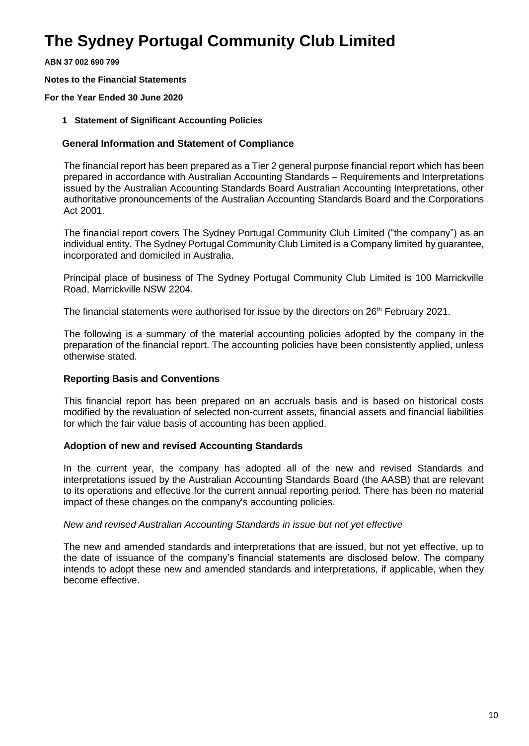# The Sydney Portugal Community Club Limited

**ABN 37 002 690 799**

**Notes to the Financial Statements**

**For the Year Ended 30 June 2020**

**1 Statement of Significant Accounting Policies**

### General Information and Statement of Compliance

The financial report has been prepared as a Tier 2 general purpose financial report which has been prepared in accordance with Australian Accounting Standards – Requirements and Interpretations issued by the Australian Accounting Standards Board Australian Accounting Interpretations, other authoritative pronouncements of the Australian Accounting Standards Board and the Corporations Act 2001.

The financial report covers The Sydney Portugal Community Club Limited ("the company") as an individual entity. The Sydney Portugal Community Club Limited is a Company limited by guarantee, incorporated and domiciled in Australia.

Principal place of business of The Sydney Portugal Community Club Limited is 100 Marrickville Road, Marrickville NSW 2204.

The financial statements were authorised for issue by the directors on 26th February 2021.

The following is a summary of the material accounting policies adopted by the company in the preparation of the financial report. The accounting policies have been consistently applied, unless otherwise stated.

### Reporting Basis and Conventions

This financial report has been prepared on an accruals basis and is based on historical costs modified by the revaluation of selected non-current assets, financial assets and financial liabilities for which the fair value basis of accounting has been applied.

### Adoption of new and revised Accounting Standards

In the current year, the company has adopted all of the new and revised Standards and interpretations issued by the Australian Accounting Standards Board (the AASB) that are relevant to its operations and effective for the current annual reporting period. There has been no material impact of these changes on the company's accounting policies.

*New and revised Australian Accounting Standards in issue but not yet effective*

The new and amended standards and interpretations that are issued, but not yet effective, up to the date of issuance of the company's financial statements are disclosed below. The company intends to adopt these new and amended standards and interpretations, if applicable, when they become effective.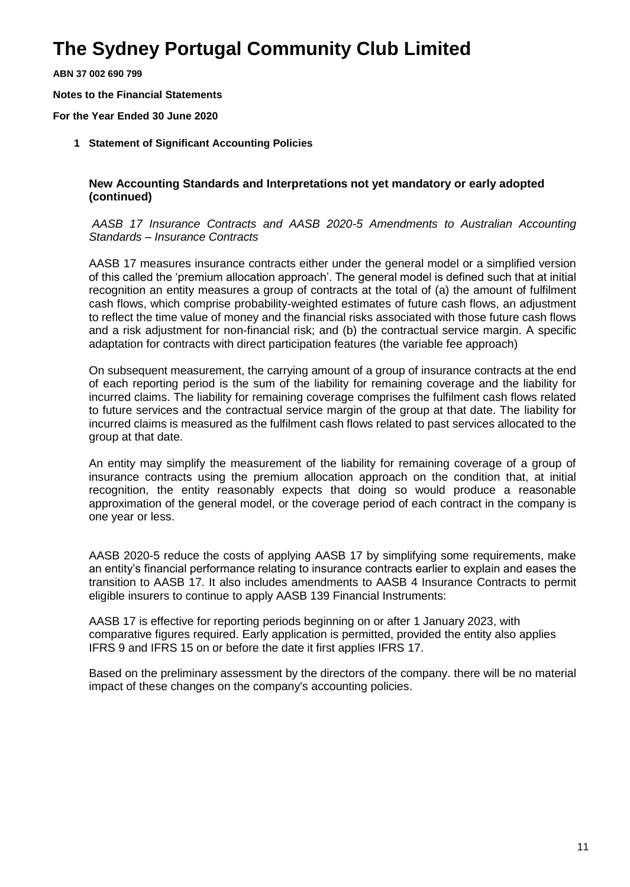# The Sydney Portugal Community Club Limited

**ABN 37 002 690 799**

**Notes to the Financial Statements**

**For the Year Ended 30 June 2020**

**1 Statement of Significant Accounting Policies**

**New Accounting Standards and Interpretations not yet mandatory or early adopted (continued)**

*AASB 17 Insurance Contracts and AASB 2020-5 Amendments to Australian Accounting Standards – Insurance Contracts*

AASB 17 measures insurance contracts either under the general model or a simplified version of this called the 'premium allocation approach'. The general model is defined such that at initial recognition an entity measures a group of contracts at the total of (a) the amount of fulfilment cash flows, which comprise probability-weighted estimates of future cash flows, an adjustment to reflect the time value of money and the financial risks associated with those future cash flows and a risk adjustment for non-financial risk; and (b) the contractual service margin. A specific adaptation for contracts with direct participation features (the variable fee approach)

On subsequent measurement, the carrying amount of a group of insurance contracts at the end of each reporting period is the sum of the liability for remaining coverage and the liability for incurred claims. The liability for remaining coverage comprises the fulfilment cash flows related to future services and the contractual service margin of the group at that date. The liability for incurred claims is measured as the fulfilment cash flows related to past services allocated to the group at that date.

An entity may simplify the measurement of the liability for remaining coverage of a group of insurance contracts using the premium allocation approach on the condition that, at initial recognition, the entity reasonably expects that doing so would produce a reasonable approximation of the general model, or the coverage period of each contract in the company is one year or less.

AASB 2020-5 reduce the costs of applying AASB 17 by simplifying some requirements, make an entity's financial performance relating to insurance contracts earlier to explain and eases the transition to AASB 17. It also includes amendments to AASB 4 Insurance Contracts to permit eligible insurers to continue to apply AASB 139 Financial Instruments:

AASB 17 is effective for reporting periods beginning on or after 1 January 2023, with comparative figures required. Early application is permitted, provided the entity also applies IFRS 9 and IFRS 15 on or before the date it first applies IFRS 17.

Based on the preliminary assessment by the directors of the company. there will be no material impact of these changes on the company's accounting policies.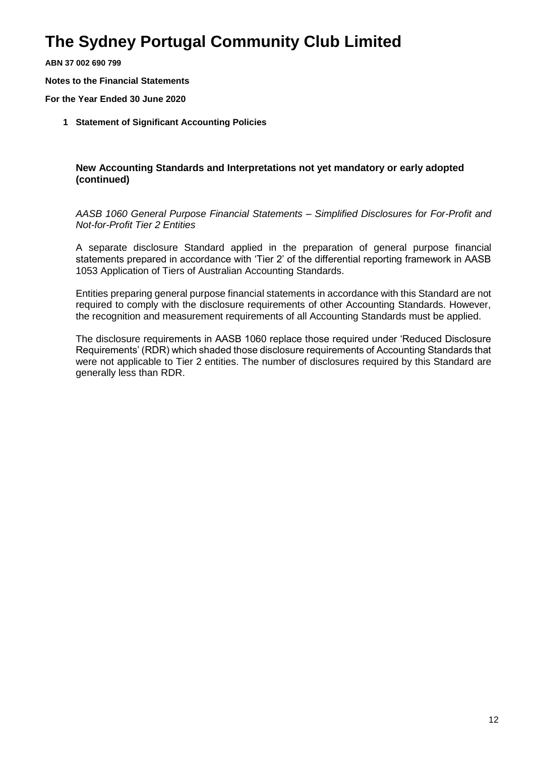# The Sydney Portugal Community Club Limited

**ABN 37 002 690 799**

**Notes to the Financial Statements**

**For the Year Ended 30 June 2020**

**1 Statement of Significant Accounting Policies**

**New Accounting Standards and Interpretations not yet mandatory or early adopted (continued)**

*AASB 1060 General Purpose Financial Statements – Simplified Disclosures for For-Profit and Not-for-Profit Tier 2 Entities*

A separate disclosure Standard applied in the preparation of general purpose financial statements prepared in accordance with 'Tier 2' of the differential reporting framework in AASB 1053 Application of Tiers of Australian Accounting Standards.

Entities preparing general purpose financial statements in accordance with this Standard are not required to comply with the disclosure requirements of other Accounting Standards. However, the recognition and measurement requirements of all Accounting Standards must be applied.

The disclosure requirements in AASB 1060 replace those required under 'Reduced Disclosure Requirements' (RDR) which shaded those disclosure requirements of Accounting Standards that were not applicable to Tier 2 entities. The number of disclosures required by this Standard are generally less than RDR.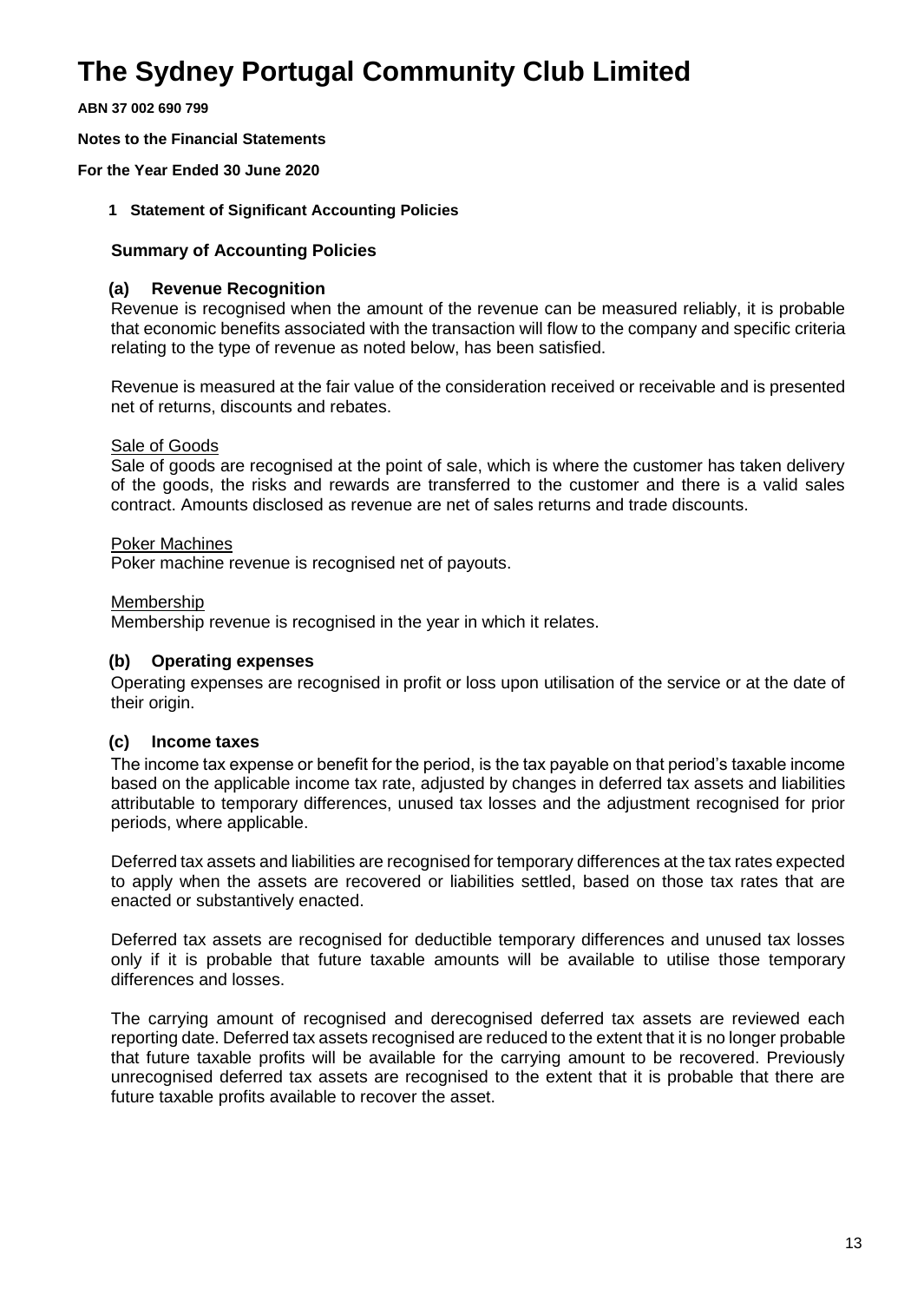# The Sydney Portugal Community Club Limited

**ABN 37 002 690 799**

**Notes to the Financial Statements**

**For the Year Ended 30 June 2020**

**1 Statement of Significant Accounting Policies**

### Summary of Accounting Policies

#### (a) Revenue Recognition

Revenue is recognised when the amount of the revenue can be measured reliably, it is probable that economic benefits associated with the transaction will flow to the company and specific criteria relating to the type of revenue as noted below, has been satisfied.

Revenue is measured at the fair value of the consideration received or receivable and is presented net of returns, discounts and rebates.

Sale of Goods

Sale of goods are recognised at the point of sale, which is where the customer has taken delivery of the goods, the risks and rewards are transferred to the customer and there is a valid sales contract. Amounts disclosed as revenue are net of sales returns and trade discounts.

Poker Machines

Poker machine revenue is recognised net of payouts.

Membership

Membership revenue is recognised in the year in which it relates.

#### (b) Operating expenses

Operating expenses are recognised in profit or loss upon utilisation of the service or at the date of their origin.

#### (c) Income taxes

The income tax expense or benefit for the period, is the tax payable on that period's taxable income based on the applicable income tax rate, adjusted by changes in deferred tax assets and liabilities attributable to temporary differences, unused tax losses and the adjustment recognised for prior periods, where applicable.

Deferred tax assets and liabilities are recognised for temporary differences at the tax rates expected to apply when the assets are recovered or liabilities settled, based on those tax rates that are enacted or substantively enacted.

Deferred tax assets are recognised for deductible temporary differences and unused tax losses only if it is probable that future taxable amounts will be available to utilise those temporary differences and losses.

The carrying amount of recognised and derecognised deferred tax assets are reviewed each reporting date. Deferred tax assets recognised are reduced to the extent that it is no longer probable that future taxable profits will be available for the carrying amount to be recovered. Previously unrecognised deferred tax assets are recognised to the extent that it is probable that there are future taxable profits available to recover the asset.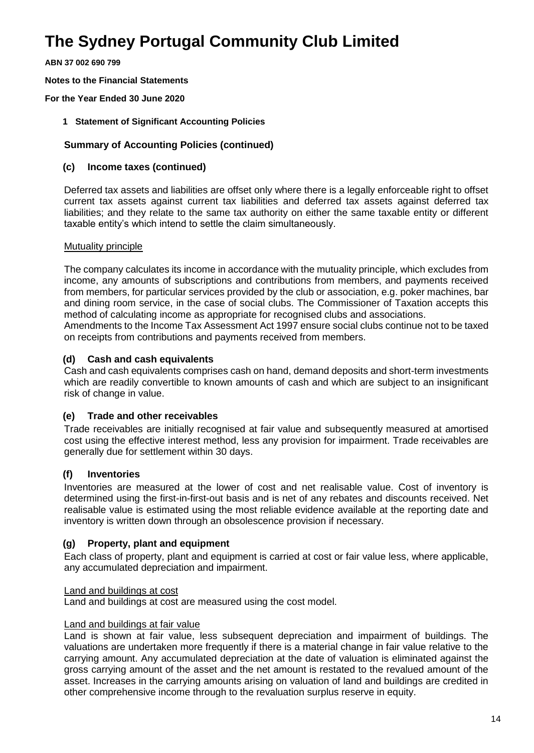# The Sydney Portugal Community Club Limited

**ABN 37 002 690 799**

**Notes to the Financial Statements**

**For the Year Ended 30 June 2020**

**1 Statement of Significant Accounting Policies**

### Summary of Accounting Policies (continued)

#### (c) Income taxes (continued)

Deferred tax assets and liabilities are offset only where there is a legally enforceable right to offset current tax assets against current tax liabilities and deferred tax assets against deferred tax liabilities; and they relate to the same tax authority on either the same taxable entity or different taxable entity's which intend to settle the claim simultaneously.

Mutuality principle

The company calculates its income in accordance with the mutuality principle, which excludes from income, any amounts of subscriptions and contributions from members, and payments received from members, for particular services provided by the club or association, e.g. poker machines, bar and dining room service, in the case of social clubs. The Commissioner of Taxation accepts this method of calculating income as appropriate for recognised clubs and associations.
Amendments to the Income Tax Assessment Act 1997 ensure social clubs continue not to be taxed on receipts from contributions and payments received from members.

#### (d) Cash and cash equivalents

Cash and cash equivalents comprises cash on hand, demand deposits and short-term investments which are readily convertible to known amounts of cash and which are subject to an insignificant risk of change in value.

#### (e) Trade and other receivables

Trade receivables are initially recognised at fair value and subsequently measured at amortised cost using the effective interest method, less any provision for impairment. Trade receivables are generally due for settlement within 30 days.

#### (f) Inventories

Inventories are measured at the lower of cost and net realisable value. Cost of inventory is determined using the first-in-first-out basis and is net of any rebates and discounts received. Net realisable value is estimated using the most reliable evidence available at the reporting date and inventory is written down through an obsolescence provision if necessary.

#### (g) Property, plant and equipment

Each class of property, plant and equipment is carried at cost or fair value less, where applicable, any accumulated depreciation and impairment.

Land and buildings at cost

Land and buildings at cost are measured using the cost model.

Land and buildings at fair value

Land is shown at fair value, less subsequent depreciation and impairment of buildings. The valuations are undertaken more frequently if there is a material change in fair value relative to the carrying amount. Any accumulated depreciation at the date of valuation is eliminated against the gross carrying amount of the asset and the net amount is restated to the revalued amount of the asset. Increases in the carrying amounts arising on valuation of land and buildings are credited in other comprehensive income through to the revaluation surplus reserve in equity.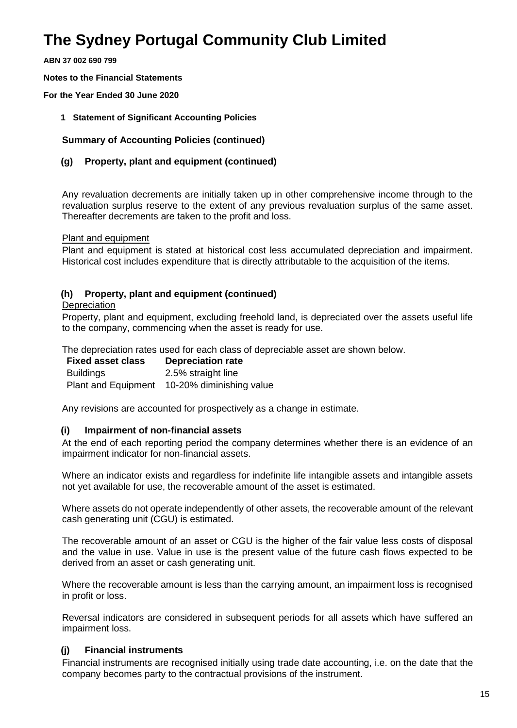# The Sydney Portugal Community Club Limited

**ABN 37 002 690 799**

**Notes to the Financial Statements**

**For the Year Ended 30 June 2020**

**1 Statement of Significant Accounting Policies**

### Summary of Accounting Policies (continued)

### (g) Property, plant and equipment (continued)

Any revaluation decrements are initially taken up in other comprehensive income through to the revaluation surplus reserve to the extent of any previous revaluation surplus of the same asset. Thereafter decrements are taken to the profit and loss.

Plant and equipment

Plant and equipment is stated at historical cost less accumulated depreciation and impairment. Historical cost includes expenditure that is directly attributable to the acquisition of the items.

### (h) Property, plant and equipment (continued)

Depreciation

Property, plant and equipment, excluding freehold land, is depreciated over the assets useful life to the company, commencing when the asset is ready for use.

The depreciation rates used for each class of depreciable asset are shown below.

| Fixed asset class | Depreciation rate |
|---|---|
| Buildings | 2.5% straight line |
| Plant and Equipment | 10-20% diminishing value |

Any revisions are accounted for prospectively as a change in estimate.

### (i) Impairment of non-financial assets

At the end of each reporting period the company determines whether there is an evidence of an impairment indicator for non-financial assets.

Where an indicator exists and regardless for indefinite life intangible assets and intangible assets not yet available for use, the recoverable amount of the asset is estimated.

Where assets do not operate independently of other assets, the recoverable amount of the relevant cash generating unit (CGU) is estimated.

The recoverable amount of an asset or CGU is the higher of the fair value less costs of disposal and the value in use. Value in use is the present value of the future cash flows expected to be derived from an asset or cash generating unit.

Where the recoverable amount is less than the carrying amount, an impairment loss is recognised in profit or loss.

Reversal indicators are considered in subsequent periods for all assets which have suffered an impairment loss.

### (j) Financial instruments

Financial instruments are recognised initially using trade date accounting, i.e. on the date that the company becomes party to the contractual provisions of the instrument.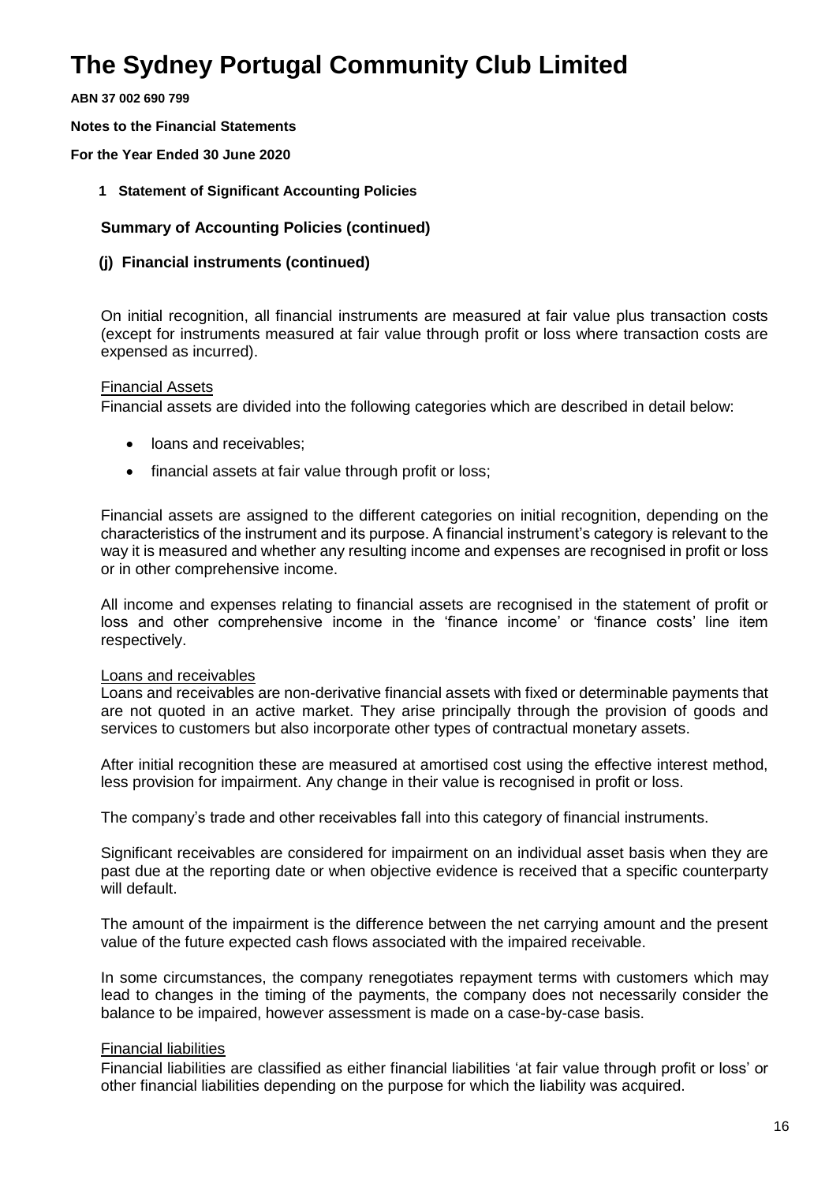# The Sydney Portugal Community Club Limited

**ABN 37 002 690 799**

**Notes to the Financial Statements**

**For the Year Ended 30 June 2020**

**1 Statement of Significant Accounting Policies**

## Summary of Accounting Policies (continued)

### (j) Financial instruments (continued)

On initial recognition, all financial instruments are measured at fair value plus transaction costs (except for instruments measured at fair value through profit or loss where transaction costs are expensed as incurred).

Financial Assets

Financial assets are divided into the following categories which are described in detail below:

- loans and receivables;
- financial assets at fair value through profit or loss;

Financial assets are assigned to the different categories on initial recognition, depending on the characteristics of the instrument and its purpose. A financial instrument's category is relevant to the way it is measured and whether any resulting income and expenses are recognised in profit or loss or in other comprehensive income.

All income and expenses relating to financial assets are recognised in the statement of profit or loss and other comprehensive income in the 'finance income' or 'finance costs' line item respectively.

Loans and receivables

Loans and receivables are non-derivative financial assets with fixed or determinable payments that are not quoted in an active market. They arise principally through the provision of goods and services to customers but also incorporate other types of contractual monetary assets.

After initial recognition these are measured at amortised cost using the effective interest method, less provision for impairment. Any change in their value is recognised in profit or loss.

The company's trade and other receivables fall into this category of financial instruments.

Significant receivables are considered for impairment on an individual asset basis when they are past due at the reporting date or when objective evidence is received that a specific counterparty will default.

The amount of the impairment is the difference between the net carrying amount and the present value of the future expected cash flows associated with the impaired receivable.

In some circumstances, the company renegotiates repayment terms with customers which may lead to changes in the timing of the payments, the company does not necessarily consider the balance to be impaired, however assessment is made on a case-by-case basis.

Financial liabilities

Financial liabilities are classified as either financial liabilities 'at fair value through profit or loss' or other financial liabilities depending on the purpose for which the liability was acquired.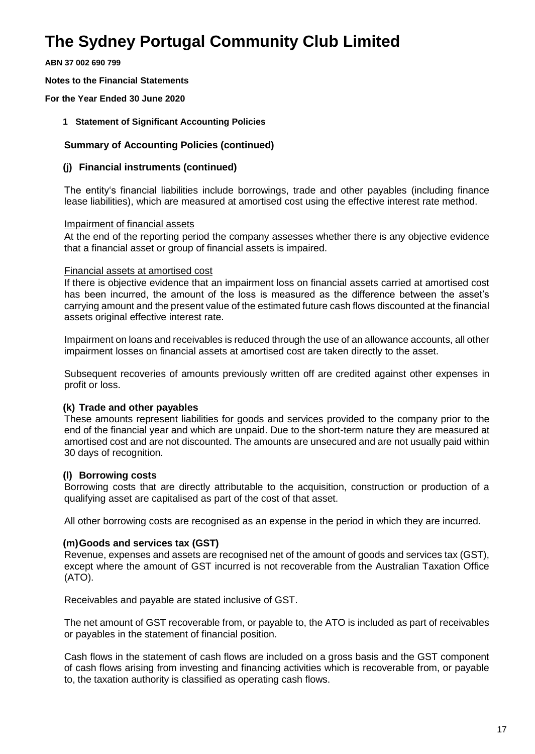# The Sydney Portugal Community Club Limited

**ABN 37 002 690 799**

**Notes to the Financial Statements**

**For the Year Ended 30 June 2020**

**1 Statement of Significant Accounting Policies**

## Summary of Accounting Policies (continued)

### (j) Financial instruments (continued)

The entity's financial liabilities include borrowings, trade and other payables (including finance lease liabilities), which are measured at amortised cost using the effective interest rate method.

Impairment of financial assets

At the end of the reporting period the company assesses whether there is any objective evidence that a financial asset or group of financial assets is impaired.

Financial assets at amortised cost

If there is objective evidence that an impairment loss on financial assets carried at amortised cost has been incurred, the amount of the loss is measured as the difference between the asset's carrying amount and the present value of the estimated future cash flows discounted at the financial assets original effective interest rate.

Impairment on loans and receivables is reduced through the use of an allowance accounts, all other impairment losses on financial assets at amortised cost are taken directly to the asset.

Subsequent recoveries of amounts previously written off are credited against other expenses in profit or loss.

### (k) Trade and other payables

These amounts represent liabilities for goods and services provided to the company prior to the end of the financial year and which are unpaid. Due to the short-term nature they are measured at amortised cost and are not discounted. The amounts are unsecured and are not usually paid within 30 days of recognition.

### (l) Borrowing costs

Borrowing costs that are directly attributable to the acquisition, construction or production of a qualifying asset are capitalised as part of the cost of that asset.

All other borrowing costs are recognised as an expense in the period in which they are incurred.

### (m) Goods and services tax (GST)

Revenue, expenses and assets are recognised net of the amount of goods and services tax (GST), except where the amount of GST incurred is not recoverable from the Australian Taxation Office (ATO).

Receivables and payable are stated inclusive of GST.

The net amount of GST recoverable from, or payable to, the ATO is included as part of receivables or payables in the statement of financial position.

Cash flows in the statement of cash flows are included on a gross basis and the GST component of cash flows arising from investing and financing activities which is recoverable from, or payable to, the taxation authority is classified as operating cash flows.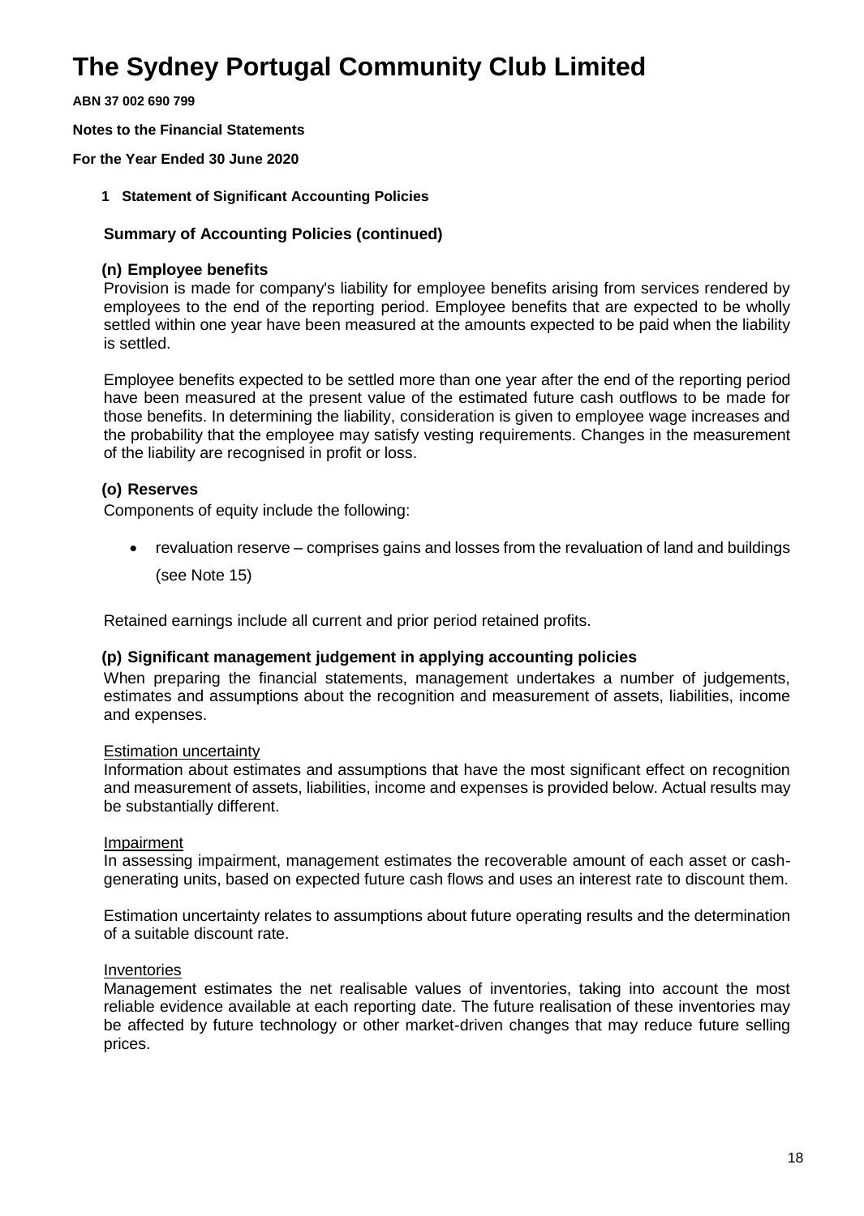# The Sydney Portugal Community Club Limited

**ABN 37 002 690 799**

**Notes to the Financial Statements**

**For the Year Ended 30 June 2020**

**1 Statement of Significant Accounting Policies**

### Summary of Accounting Policies (continued)

#### (n) Employee benefits

Provision is made for company's liability for employee benefits arising from services rendered by employees to the end of the reporting period. Employee benefits that are expected to be wholly settled within one year have been measured at the amounts expected to be paid when the liability is settled.

Employee benefits expected to be settled more than one year after the end of the reporting period have been measured at the present value of the estimated future cash outflows to be made for those benefits. In determining the liability, consideration is given to employee wage increases and the probability that the employee may satisfy vesting requirements. Changes in the measurement of the liability are recognised in profit or loss.

#### (o) Reserves

Components of equity include the following:

- revaluation reserve – comprises gains and losses from the revaluation of land and buildings (see Note 15)

Retained earnings include all current and prior period retained profits.

#### (p) Significant management judgement in applying accounting policies

When preparing the financial statements, management undertakes a number of judgements, estimates and assumptions about the recognition and measurement of assets, liabilities, income and expenses.

Estimation uncertainty

Information about estimates and assumptions that have the most significant effect on recognition and measurement of assets, liabilities, income and expenses is provided below. Actual results may be substantially different.

Impairment

In assessing impairment, management estimates the recoverable amount of each asset or cash-generating units, based on expected future cash flows and uses an interest rate to discount them.

Estimation uncertainty relates to assumptions about future operating results and the determination of a suitable discount rate.

Inventories

Management estimates the net realisable values of inventories, taking into account the most reliable evidence available at each reporting date. The future realisation of these inventories may be affected by future technology or other market-driven changes that may reduce future selling prices.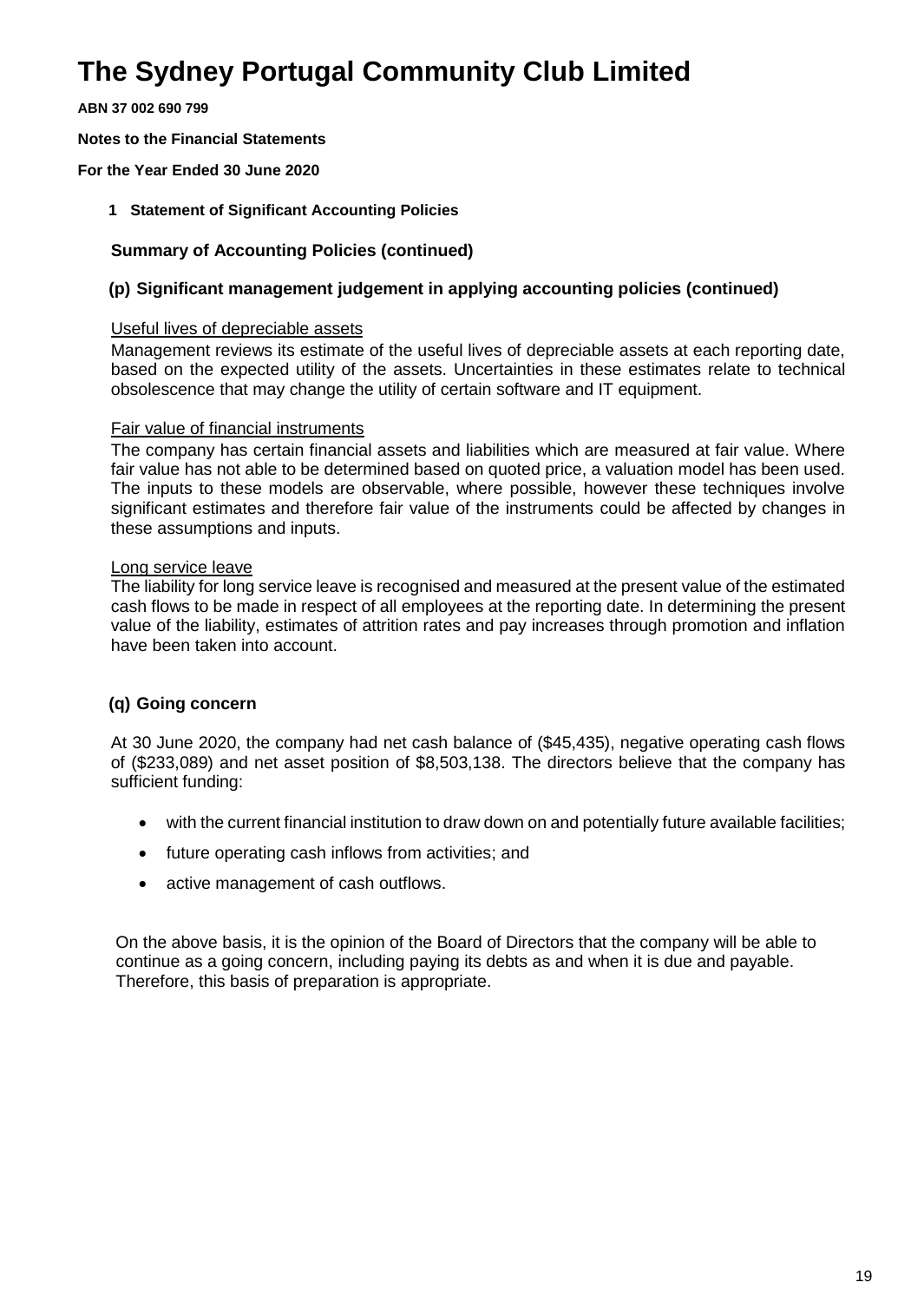# The Sydney Portugal Community Club Limited

**ABN 37 002 690 799**

**Notes to the Financial Statements**

**For the Year Ended 30 June 2020**

**1 Statement of Significant Accounting Policies**

### Summary of Accounting Policies (continued)

### (p) Significant management judgement in applying accounting policies (continued)

Useful lives of depreciable assets

Management reviews its estimate of the useful lives of depreciable assets at each reporting date, based on the expected utility of the assets. Uncertainties in these estimates relate to technical obsolescence that may change the utility of certain software and IT equipment.

Fair value of financial instruments

The company has certain financial assets and liabilities which are measured at fair value. Where fair value has not able to be determined based on quoted price, a valuation model has been used. The inputs to these models are observable, where possible, however these techniques involve significant estimates and therefore fair value of the instruments could be affected by changes in these assumptions and inputs.

Long service leave

The liability for long service leave is recognised and measured at the present value of the estimated cash flows to be made in respect of all employees at the reporting date. In determining the present value of the liability, estimates of attrition rates and pay increases through promotion and inflation have been taken into account.

### (q) Going concern

At 30 June 2020, the company had net cash balance of ($45,435), negative operating cash flows of ($233,089) and net asset position of 8,503,138. The directors believe that the company has sufficient funding:

- with the current financial institution to draw down on and potentially future available facilities;
- future operating cash inflows from activities; and
- active management of cash outflows.

On the above basis, it is the opinion of the Board of Directors that the company will be able to continue as a going concern, including paying its debts as and when it is due and payable. Therefore, this basis of preparation is appropriate.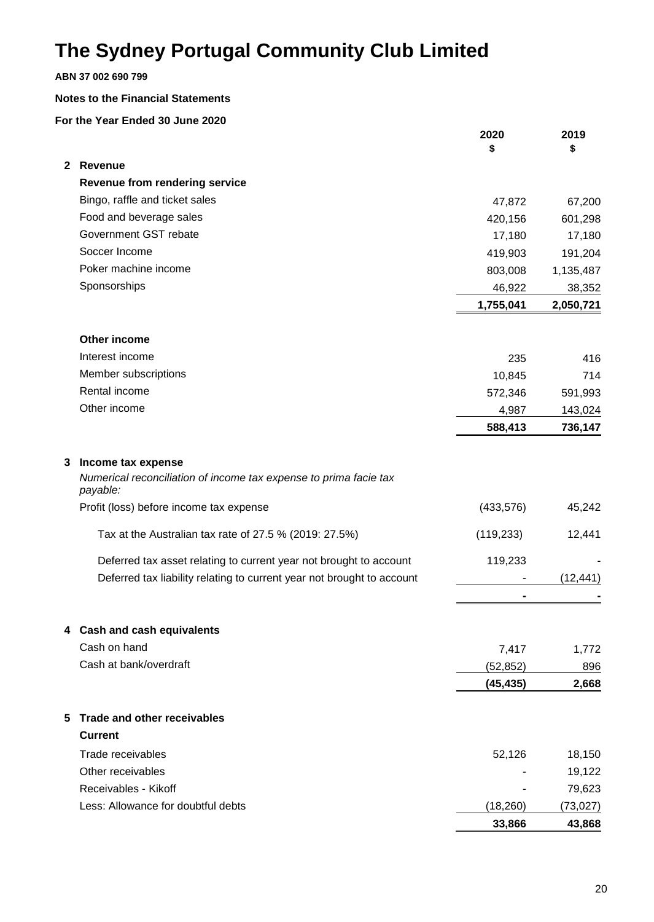# The Sydney Portugal Community Club Limited

**ABN 37 002 690 799**

**Notes to the Financial Statements**

**For the Year Ended 30 June 2020**

| | 2020 $ | 2019 $ |
|---|---|---|
| **2 Revenue** | | |
| **Revenue from rendering service** | | |
| Bingo, raffle and ticket sales | 47,872 | 67,200 |
| Food and beverage sales | 420,156 | 601,298 |
| Government GST rebate | 17,180 | 17,180 |
| Soccer Income | 419,903 | 191,204 |
| Poker machine income | 803,008 | 1,135,487 |
| Sponsorships | 46,922 | 38,352 |
| | **1,755,041** | **2,050,721** |
| **Other income** | | |
| Interest income | 235 | 416 |
| Member subscriptions | 10,845 | 714 |
| Rental income | 572,346 | 591,993 |
| Other income | 4,987 | 143,024 |
| | **588,413** | **736,147** |

## 3 Income tax expense

*Numerical reconciliation of income tax expense to prima facie tax payable:*

| | 2020 $ | 2019 $ |
|---|---|---|
| Profit (loss) before income tax expense | (433,576) | 45,242 |
| Tax at the Australian tax rate of 27.5 % (2019: 27.5%) | (119,233) | 12,441 |
| Deferred tax asset relating to current year not brought to account | 119,233 | - |
| Deferred tax liability relating to current year not brought to account | - | (12,441) |
| | **-** | **-** |

## 4 Cash and cash equivalents

| | 2020 $ | 2019 $ |
|---|---|---|
| Cash on hand | 7,417 | 1,772 |
| Cash at bank/overdraft | (52,852) | 896 |
| | **(45,435)** | **2,668** |

## 5 Trade and other receivables

| | 2020 $ | 2019 $ |
|---|---|---|
| **Current** | | |
| Trade receivables | 52,126 | 18,150 |
| Other receivables | - | 19,122 |
| Receivables - Kikoff | - | 79,623 |
| Less: Allowance for doubtful debts | (18,260) | (73,027) |
| | **33,866** | **43,868** |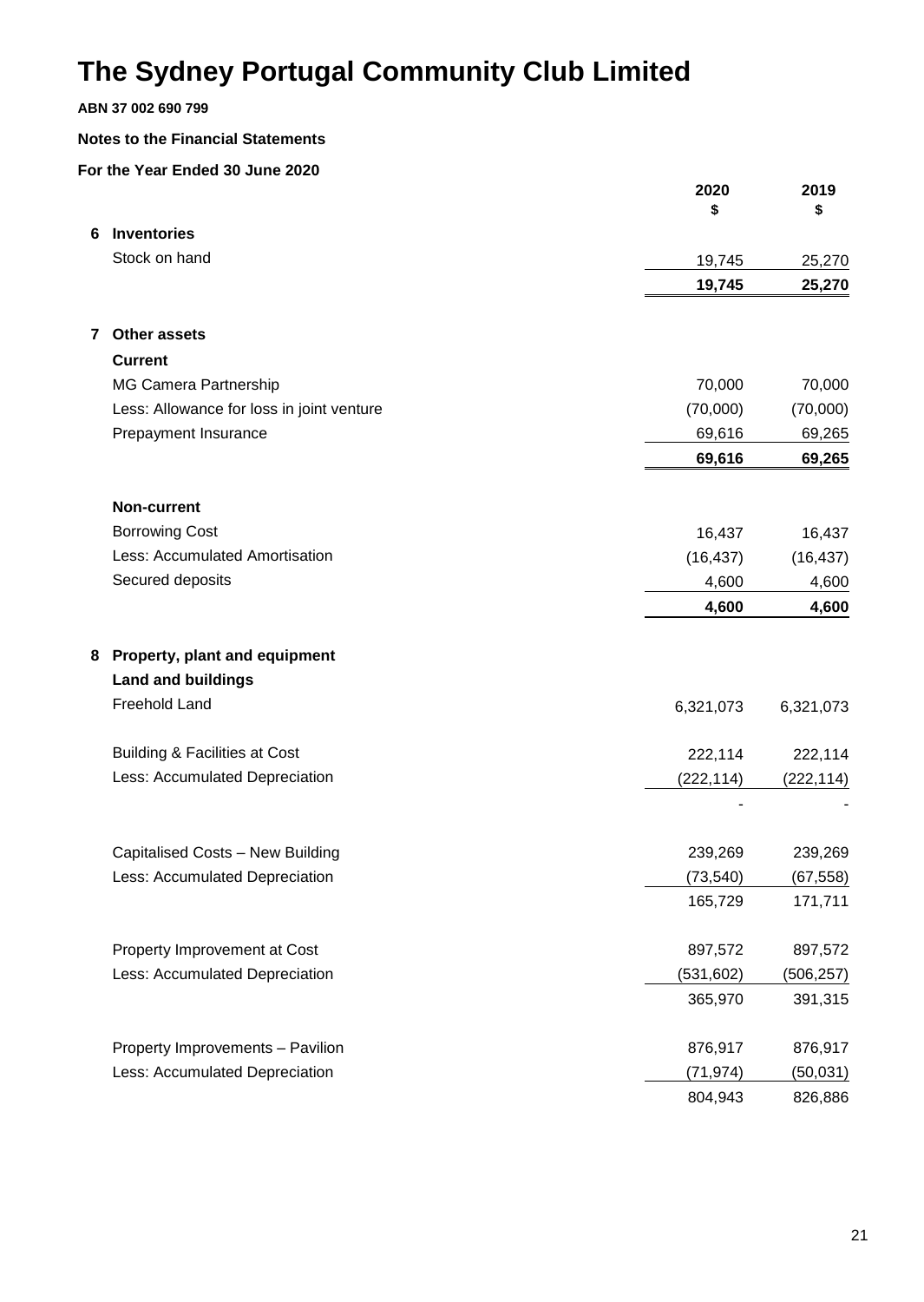# The Sydney Portugal Community Club Limited

**ABN 37 002 690 799**

**Notes to the Financial Statements**

**For the Year Ended 30 June 2020**

| | 2020<br>$ | 2019<br>$ |
|---|---|---|
| **6 Inventories** | | |
| Stock on hand | 19,745 | 25,270 |
| | **19,745** | **25,270** |

| | 2020<br>$ | 2019<br>$ |
|---|---|---|
| **7 Other assets** | | |
| **Current** | | |
| MG Camera Partnership | 70,000 | 70,000 |
| Less: Allowance for loss in joint venture | (70,000) | (70,000) |
| Prepayment Insurance | 69,616 | 69,265 |
| | **69,616** | **69,265** |
| **Non-current** | | |
| Borrowing Cost | 16,437 | 16,437 |
| Less: Accumulated Amortisation | (16,437) | (16,437) |
| Secured deposits | 4,600 | 4,600 |
| | **4,600** | **4,600** |

| | 2020<br>$ | 2019<br>$ |
|---|---|---|
| **8 Property, plant and equipment** | | |
| **Land and buildings** | | |
| Freehold Land | 6,321,073 | 6,321,073 |
| Building & Facilities at Cost | 222,114 | 222,114 |
| Less: Accumulated Depreciation | (222,114) | (222,114) |
| | - | - |
| Capitalised Costs – New Building | 239,269 | 239,269 |
| Less: Accumulated Depreciation | (73,540) | (67,558) |
| | 165,729 | 171,711 |
| Property Improvement at Cost | 897,572 | 897,572 |
| Less: Accumulated Depreciation | (531,602) | (506,257) |
| | 365,970 | 391,315 |
| Property Improvements – Pavilion | 876,917 | 876,917 |
| Less: Accumulated Depreciation | (71,974) | (50,031) |
| | 804,943 | 826,886 |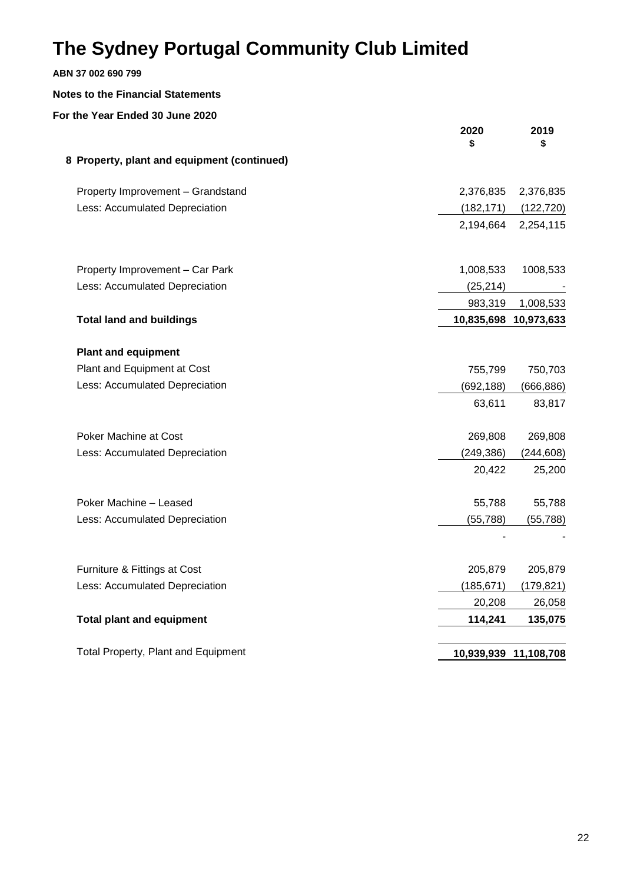# The Sydney Portugal Community Club Limited

**ABN 37 002 690 799**

**Notes to the Financial Statements**

**For the Year Ended 30 June 2020**

## 8 Property, plant and equipment (continued)

| | 2020 $ | 2019 $ |
|---|---|---|
| Property Improvement – Grandstand | 2,376,835 | 2,376,835 |
| Less: Accumulated Depreciation | (182,171) | (122,720) |
| | 2,194,664 | 2,254,115 |
| | | |
| Property Improvement – Car Park | 1,008,533 | 1008,533 |
| Less: Accumulated Depreciation | (25,214) | - |
| | 983,319 | 1,008,533 |
| **Total land and buildings** | **10,835,698** | **10,973,633** |
| | | |
| **Plant and equipment** | | |
| Plant and Equipment at Cost | 755,799 | 750,703 |
| Less: Accumulated Depreciation | (692,188) | (666,886) |
| | 63,611 | 83,817 |
| | | |
| Poker Machine at Cost | 269,808 | 269,808 |
| Less: Accumulated Depreciation | (249,386) | (244,608) |
| | 20,422 | 25,200 |
| | | |
| Poker Machine – Leased | 55,788 | 55,788 |
| Less: Accumulated Depreciation | (55,788) | (55,788) |
| | - | - |
| | | |
| Furniture & Fittings at Cost | 205,879 | 205,879 |
| Less: Accumulated Depreciation | (185,671) | (179,821) |
| | 20,208 | 26,058 |
| **Total plant and equipment** | **114,241** | **135,075** |
| | | |
| Total Property, Plant and Equipment | **10,939,939** | **11,108,708** |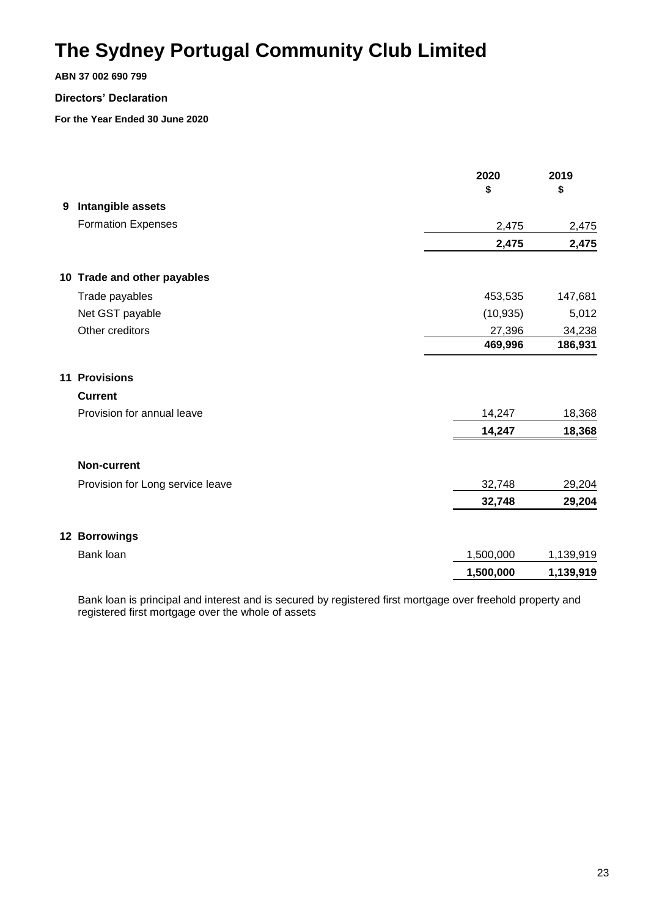# The Sydney Portugal Community Club Limited

**ABN 37 002 690 799**

**Directors' Declaration**

**For the Year Ended 30 June 2020**

| | 2020 $ | 2019 $ |
|---|---|---|
| **9 Intangible assets** | | |
| Formation Expenses | 2,475 | 2,475 |
| | **2,475** | **2,475** |
| **10 Trade and other payables** | | |
| Trade payables | 453,535 | 147,681 |
| Net GST payable | (10,935) | 5,012 |
| Other creditors | 27,396 | 34,238 |
| | **469,996** | **186,931** |
| **11 Provisions** | | |
| **Current** | | |
| Provision for annual leave | 14,247 | 18,368 |
| | **14,247** | **18,368** |
| **Non-current** | | |
| Provision for Long service leave | 32,748 | 29,204 |
| | **32,748** | **29,204** |
| **12 Borrowings** | | |
| Bank loan | 1,500,000 | 1,139,919 |
| | **1,500,000** | **1,139,919** |

Bank loan is principal and interest and is secured by registered first mortgage over freehold property and registered first mortgage over the whole of assets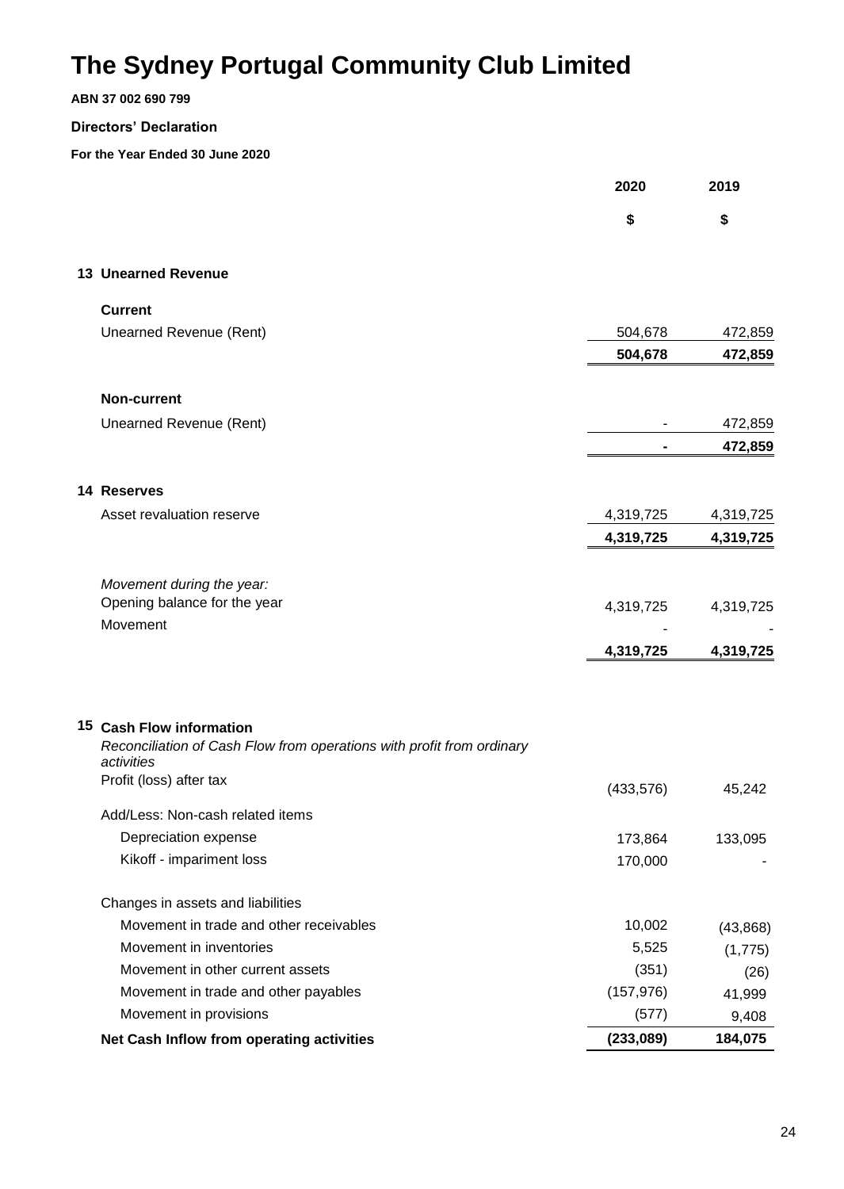# The Sydney Portugal Community Club Limited

**ABN 37 002 690 799**

**Directors' Declaration**

**For the Year Ended 30 June 2020**

| | 2020 | 2019 |
|---|---|---|
| | $ | $ |
| **13 Unearned Revenue** | | |
| **Current** | | |
| Unearned Revenue (Rent) | 504,678 | 472,859 |
| | **504,678** | **472,859** |
| **Non-current** | | |
| Unearned Revenue (Rent) | - | 472,859 |
| | **-** | **472,859** |
| **14 Reserves** | | |
| Asset revaluation reserve | 4,319,725 | 4,319,725 |
| | **4,319,725** | **4,319,725** |
| *Movement during the year:* | | |
| Opening balance for the year | 4,319,725 | 4,319,725 |
| Movement | - | - |
| | **4,319,725** | **4,319,725** |
| **15 Cash Flow information** | | |
| *Reconciliation of Cash Flow from operations with profit from ordinary activities* | | |
| Profit (loss) after tax | (433,576) | 45,242 |
| Add/Less: Non-cash related items | | |
| Depreciation expense | 173,864 | 133,095 |
| Kikoff - impariment loss | 170,000 | - |
| Changes in assets and liabilities | | |
| Movement in trade and other receivables | 10,002 | (43,868) |
| Movement in inventories | 5,525 | (1,775) |
| Movement in other current assets | (351) | (26) |
| Movement in trade and other payables | (157,976) | 41,999 |
| Movement in provisions | (577) | 9,408 |
| **Net Cash Inflow from operating activities** | **(233,089)** | **184,075** |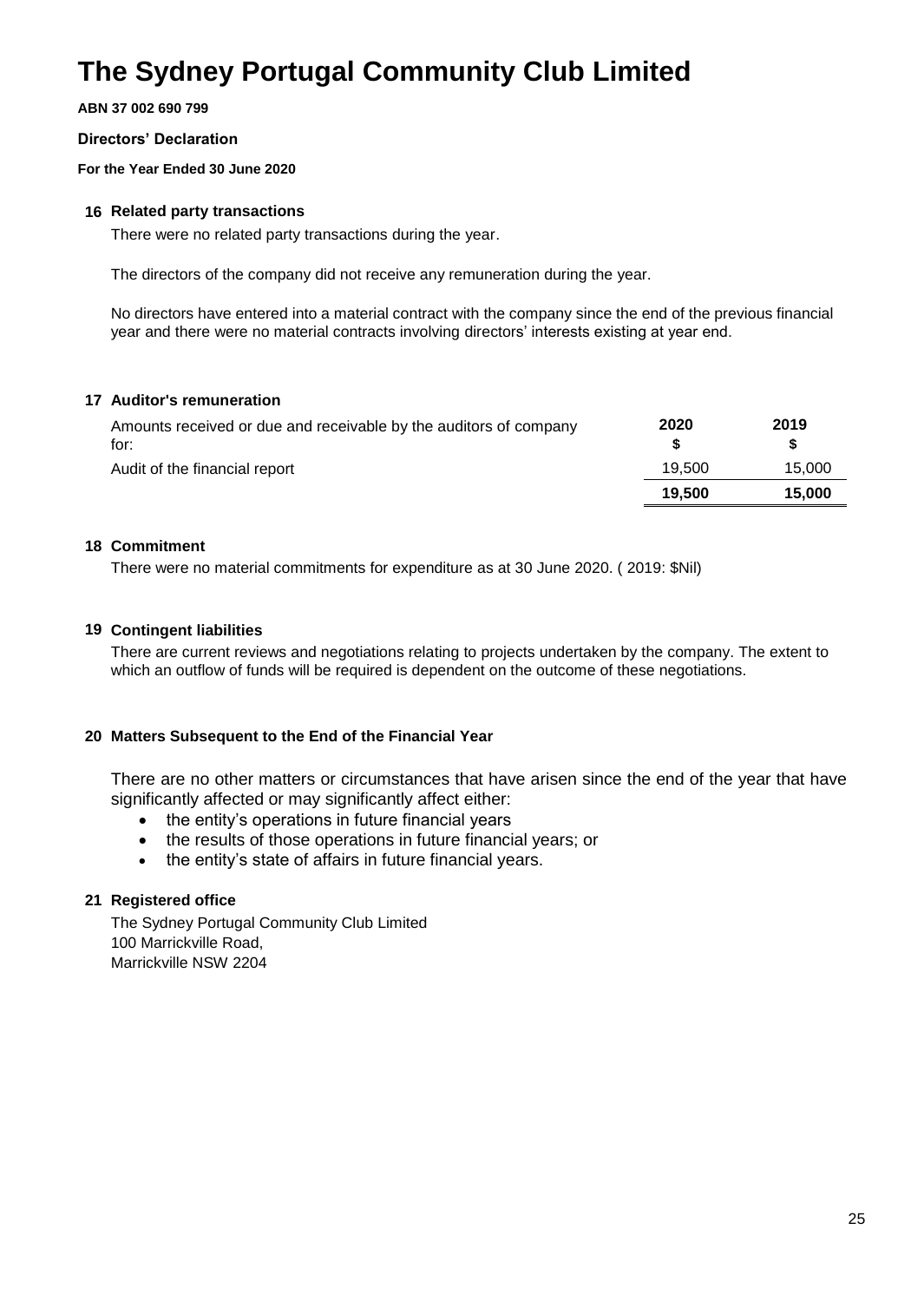# The Sydney Portugal Community Club Limited

**ABN 37 002 690 799**

**Directors' Declaration**

**For the Year Ended 30 June 2020**

### 16 Related party transactions

There were no related party transactions during the year.

The directors of the company did not receive any remuneration during the year.

No directors have entered into a material contract with the company since the end of the previous financial year and there were no material contracts involving directors' interests existing at year end.

### 17 Auditor's remuneration

| Amounts received or due and receivable by the auditors of company for: | 2020<br>$ | 2019<br>$ |
|---|---|---|
| Audit of the financial report | 19,500 | 15,000 |
| | **19,500** | **15,000** |

### 18 Commitment

There were no material commitments for expenditure as at 30 June 2020. ( 2019: $Nil)

### 19 Contingent liabilities

There are current reviews and negotiations relating to projects undertaken by the company. The extent to which an outflow of funds will be required is dependent on the outcome of these negotiations.

### 20 Matters Subsequent to the End of the Financial Year

There are no other matters or circumstances that have arisen since the end of the year that have significantly affected or may significantly affect either:

- the entity's operations in future financial years
- the results of those operations in future financial years; or
- the entity's state of affairs in future financial years.

### 21 Registered office

The Sydney Portugal Community Club Limited
100 Marrickville Road,
Marrickville NSW 2204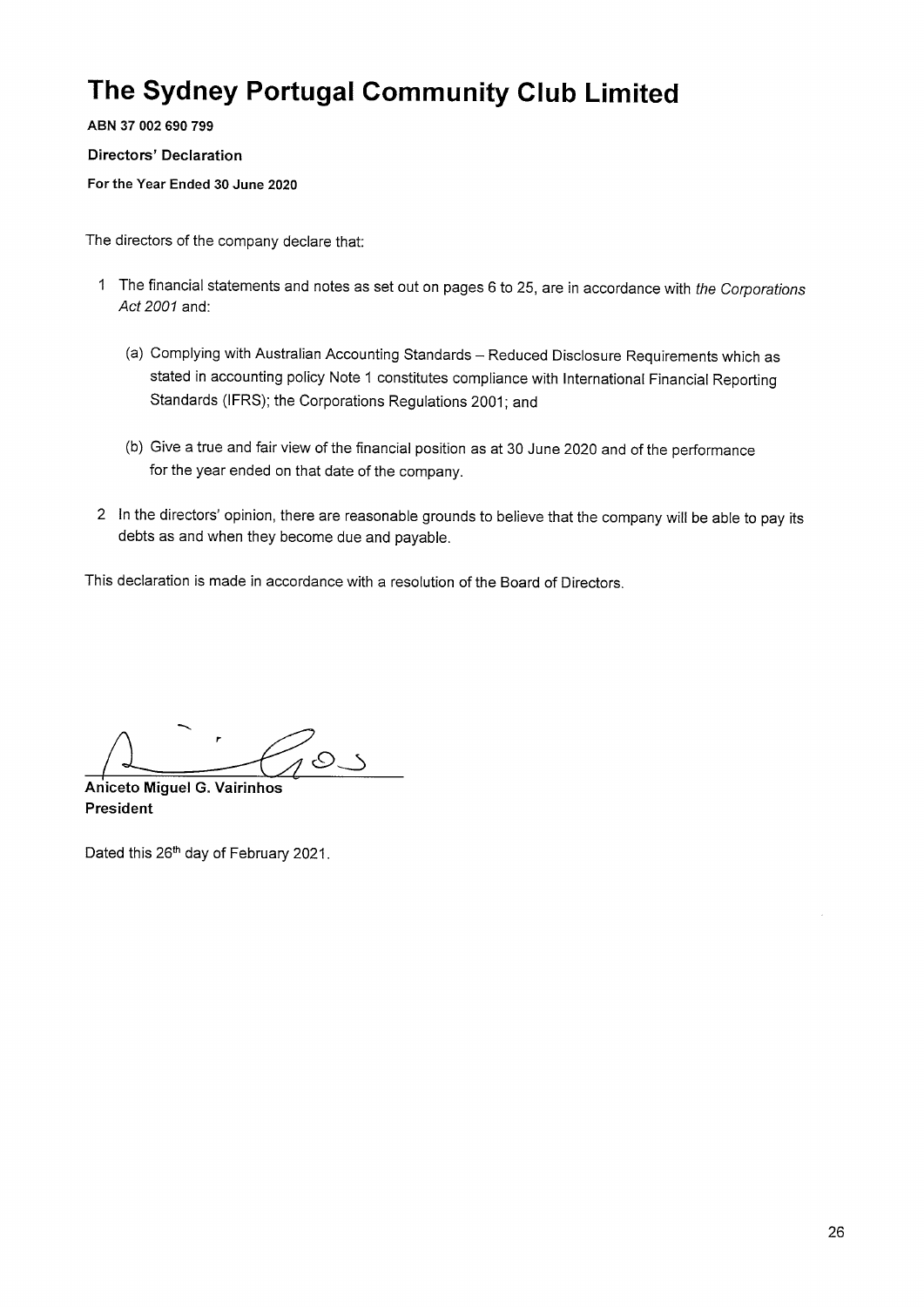# The Sydney Portugal Community Club Limited

**ABN 37 002 690 799**

**Directors' Declaration**

**For the Year Ended 30 June 2020**

The directors of the company declare that:

1. The financial statements and notes as set out on pages 6 to 25, are in accordance with *the Corporations Act 2001* and:

   (a) Complying with Australian Accounting Standards – Reduced Disclosure Requirements which as stated in accounting policy Note 1 constitutes compliance with International Financial Reporting Standards (IFRS); the Corporations Regulations 2001; and

   (b) Give a true and fair view of the financial position as at 30 June 2020 and of the performance for the year ended on that date of the company.

2. In the directors' opinion, there are reasonable grounds to believe that the company will be able to pay its debts as and when they become due and payable.

This declaration is made in accordance with a resolution of the Board of Directors.

**Aniceto Miguel G. Vairinhos**
**President**

Dated this 26th day of February 2021.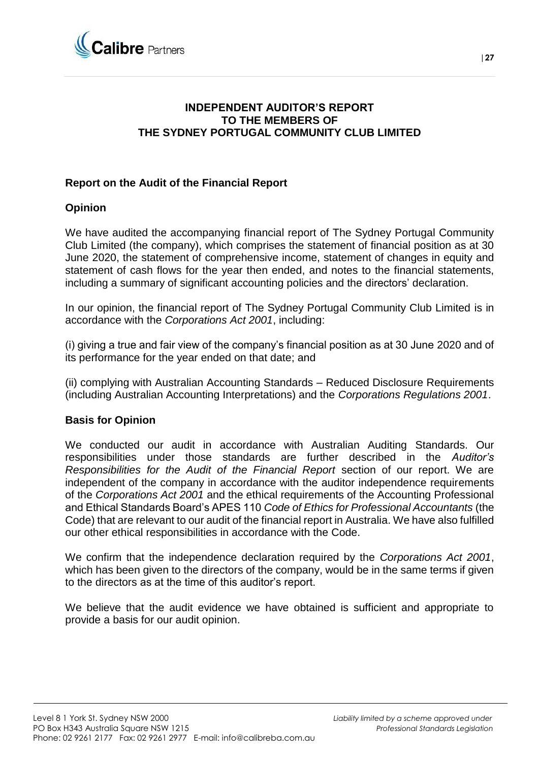# INDEPENDENT AUDITOR'S REPORT TO THE MEMBERS OF THE SYDNEY PORTUGAL COMMUNITY CLUB LIMITED

## Report on the Audit of the Financial Report

### Opinion

We have audited the accompanying financial report of The Sydney Portugal Community Club Limited (the company), which comprises the statement of financial position as at 30 June 2020, the statement of comprehensive income, statement of changes in equity and statement of cash flows for the year then ended, and notes to the financial statements, including a summary of significant accounting policies and the directors' declaration.

In our opinion, the financial report of The Sydney Portugal Community Club Limited is in accordance with the *Corporations Act 2001*, including:

(i) giving a true and fair view of the company's financial position as at 30 June 2020 and of its performance for the year ended on that date; and

(ii) complying with Australian Accounting Standards – Reduced Disclosure Requirements (including Australian Accounting Interpretations) and the *Corporations Regulations 2001*.

### Basis for Opinion

We conducted our audit in accordance with Australian Auditing Standards. Our responsibilities under those standards are further described in the *Auditor's Responsibilities for the Audit of the Financial Report* section of our report. We are independent of the company in accordance with the auditor independence requirements of the *Corporations Act 2001* and the ethical requirements of the Accounting Professional and Ethical Standards Board's APES 110 *Code of Ethics for Professional Accountants* (the Code) that are relevant to our audit of the financial report in Australia. We have also fulfilled our other ethical responsibilities in accordance with the Code.

We confirm that the independence declaration required by the *Corporations Act 2001*, which has been given to the directors of the company, would be in the same terms if given to the directors as at the time of this auditor's report.

We believe that the audit evidence we have obtained is sufficient and appropriate to provide a basis for our audit opinion.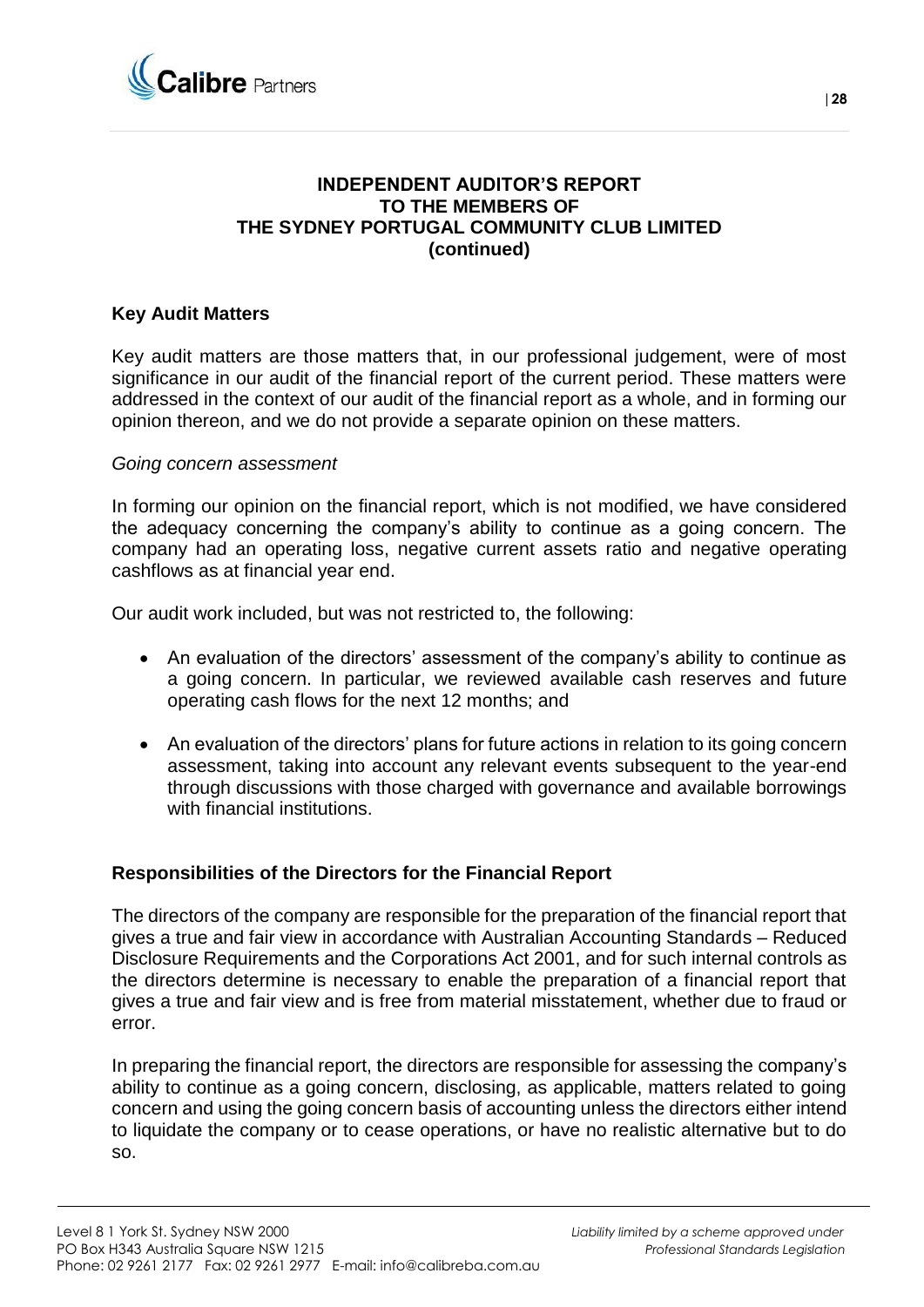**INDEPENDENT AUDITOR'S REPORT**
**TO THE MEMBERS OF**
**THE SYDNEY PORTUGAL COMMUNITY CLUB LIMITED**
**(continued)**

## Key Audit Matters

Key audit matters are those matters that, in our professional judgement, were of most significance in our audit of the financial report of the current period. These matters were addressed in the context of our audit of the financial report as a whole, and in forming our opinion thereon, and we do not provide a separate opinion on these matters.

*Going concern assessment*

In forming our opinion on the financial report, which is not modified, we have considered the adequacy concerning the company's ability to continue as a going concern. The company had an operating loss, negative current assets ratio and negative operating cashflows as at financial year end.

Our audit work included, but was not restricted to, the following:

- An evaluation of the directors' assessment of the company's ability to continue as a going concern. In particular, we reviewed available cash reserves and future operating cash flows for the next 12 months; and
- An evaluation of the directors' plans for future actions in relation to its going concern assessment, taking into account any relevant events subsequent to the year-end through discussions with those charged with governance and available borrowings with financial institutions.

## Responsibilities of the Directors for the Financial Report

The directors of the company are responsible for the preparation of the financial report that gives a true and fair view in accordance with Australian Accounting Standards – Reduced Disclosure Requirements and the Corporations Act 2001, and for such internal controls as the directors determine is necessary to enable the preparation of a financial report that gives a true and fair view and is free from material misstatement, whether due to fraud or error.

In preparing the financial report, the directors are responsible for assessing the company's ability to continue as a going concern, disclosing, as applicable, matters related to going concern and using the going concern basis of accounting unless the directors either intend to liquidate the company or to cease operations, or have no realistic alternative but to do so.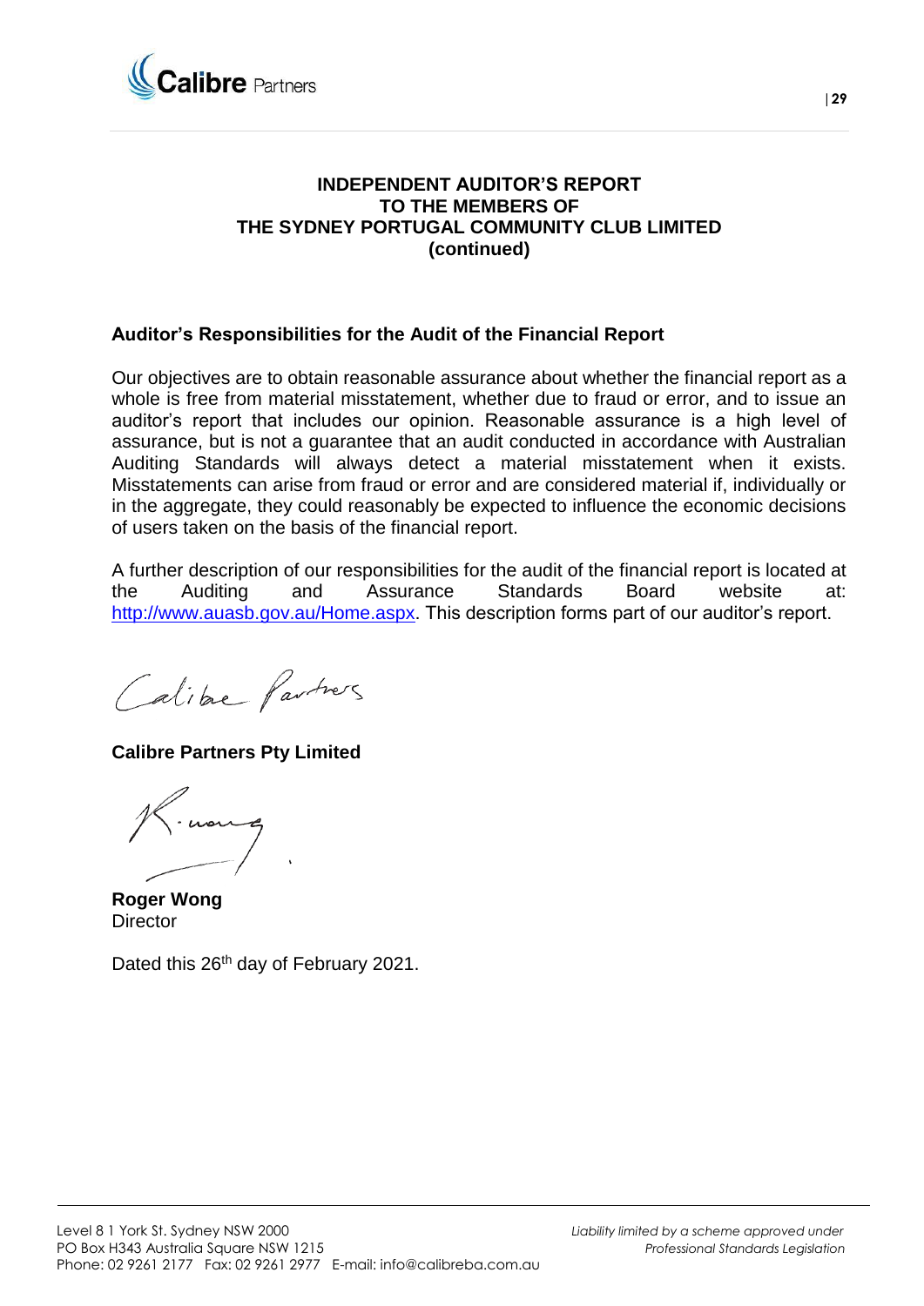**INDEPENDENT AUDITOR'S REPORT**
**TO THE MEMBERS OF**
**THE SYDNEY PORTUGAL COMMUNITY CLUB LIMITED**
**(continued)**

## Auditor's Responsibilities for the Audit of the Financial Report

Our objectives are to obtain reasonable assurance about whether the financial report as a whole is free from material misstatement, whether due to fraud or error, and to issue an auditor's report that includes our opinion. Reasonable assurance is a high level of assurance, but is not a guarantee that an audit conducted in accordance with Australian Auditing Standards will always detect a material misstatement when it exists. Misstatements can arise from fraud or error and are considered material if, individually or in the aggregate, they could reasonably be expected to influence the economic decisions of users taken on the basis of the financial report.

A further description of our responsibilities for the audit of the financial report is located at the Auditing and Assurance Standards Board website at: http://www.auasb.gov.au/Home.aspx. This description forms part of our auditor's report.

**Calibre Partners Pty Limited**

**Roger Wong**
Director

Dated this 26th day of February 2021.

Level 8 1 York St. Sydney NSW 2000
PO Box H343 Australia Square NSW 1215
Phone: 02 9261 2177 Fax: 02 9261 2977 E-mail: info@calibreba.com.au

*Liability limited by a scheme approved under Professional Standards Legislation*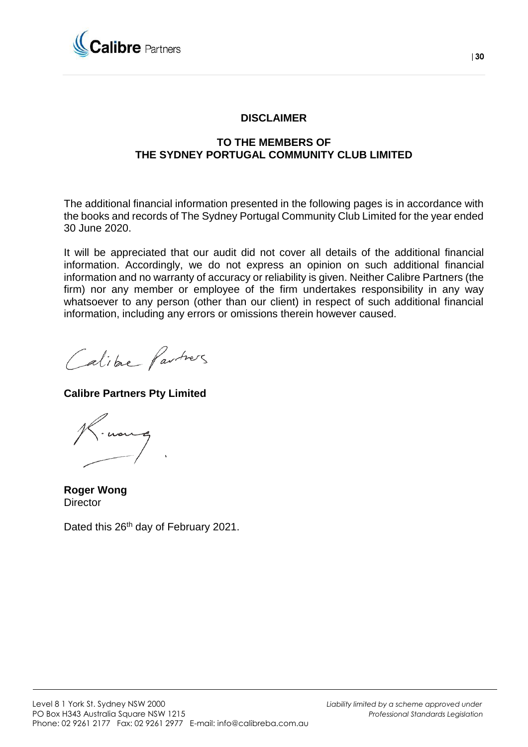## DISCLAIMER

## TO THE MEMBERS OF THE SYDNEY PORTUGAL COMMUNITY CLUB LIMITED

The additional financial information presented in the following pages is in accordance with the books and records of The Sydney Portugal Community Club Limited for the year ended 30 June 2020.

It will be appreciated that our audit did not cover all details of the additional financial information. Accordingly, we do not express an opinion on such additional financial information and no warranty of accuracy or reliability is given. Neither Calibre Partners (the firm) nor any member or employee of the firm undertakes responsibility in any way whatsoever to any person (other than our client) in respect of such additional financial information, including any errors or omissions therein however caused.

**Calibre Partners Pty Limited**

**Roger Wong**
Director

Dated this 26th day of February 2021.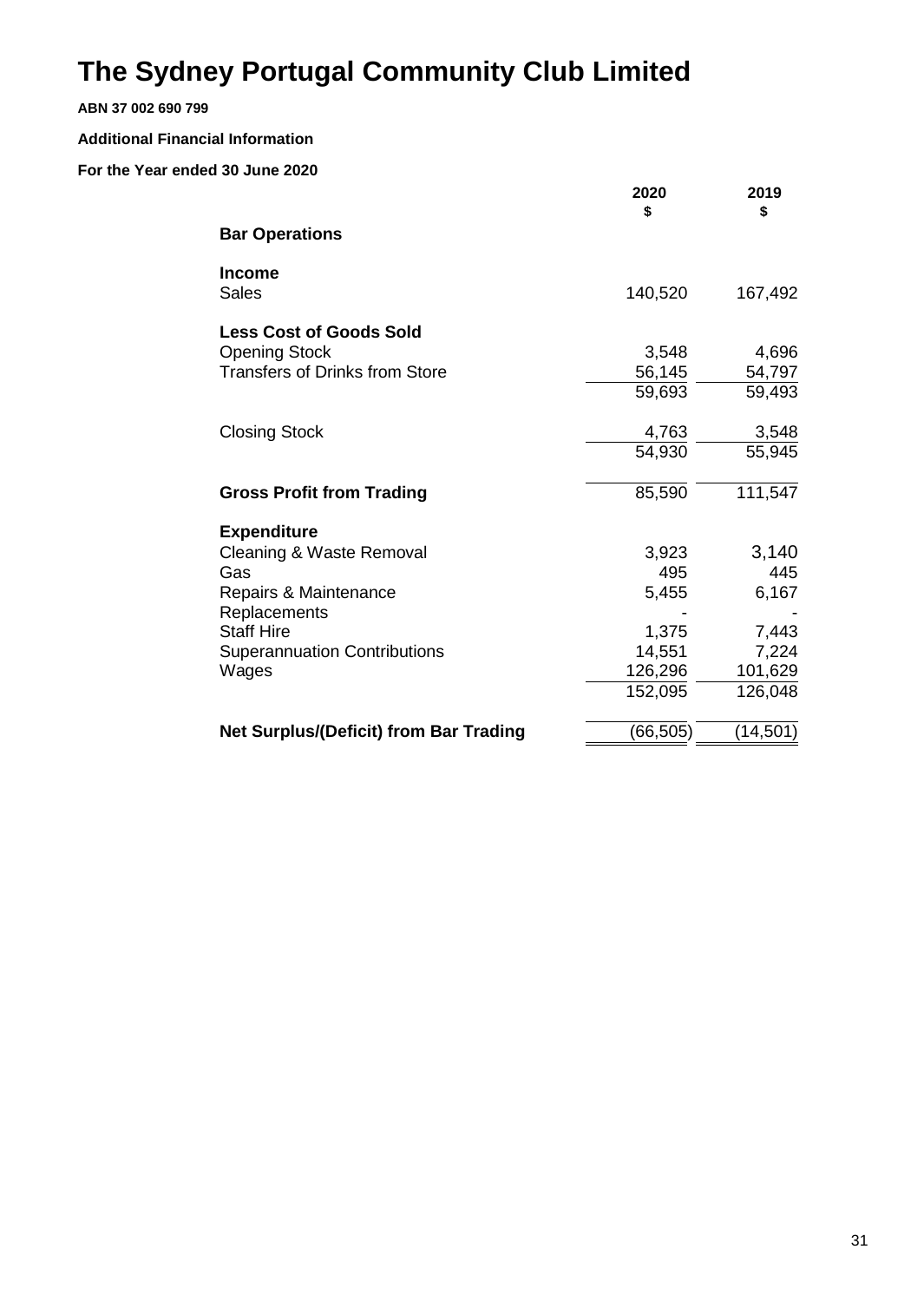# The Sydney Portugal Community Club Limited

**ABN 37 002 690 799**

**Additional Financial Information**

**For the Year ended 30 June 2020**

| | 2020 $ | 2019 $ |
|---|---|---|
| **Bar Operations** | | |
| **Income** | | |
| Sales | 140,520 | 167,492 |
| **Less Cost of Goods Sold** | | |
| Opening Stock | 3,548 | 4,696 |
| Transfers of Drinks from Store | 56,145 | 54,797 |
| | 59,693 | 59,493 |
| Closing Stock | 4,763 | 3,548 |
| | 54,930 | 55,945 |
| **Gross Profit from Trading** | 85,590 | 111,547 |
| **Expenditure** | | |
| Cleaning & Waste Removal | 3,923 | 3,140 |
| Gas | 495 | 445 |
| Repairs & Maintenance | 5,455 | 6,167 |
| Replacements | - | - |
| Staff Hire | 1,375 | 7,443 |
| Superannuation Contributions | 14,551 | 7,224 |
| Wages | 126,296 | 101,629 |
| | 152,095 | 126,048 |
| **Net Surplus/(Deficit) from Bar Trading** | (66,505) | (14,501) |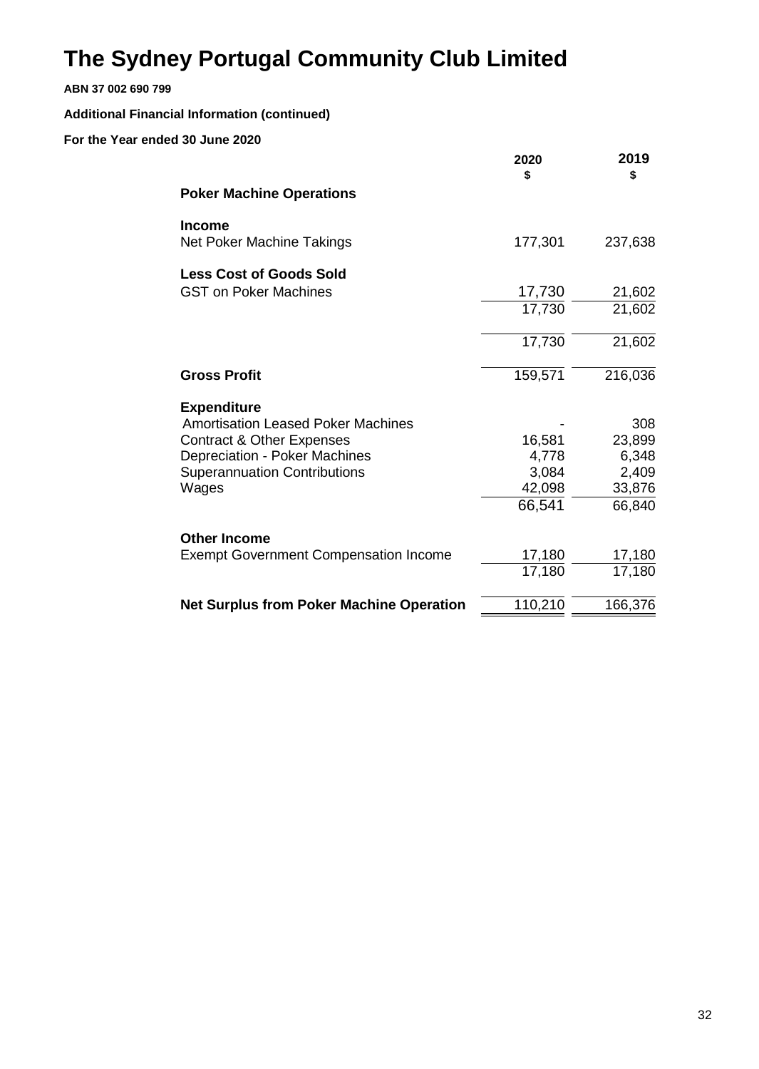# The Sydney Portugal Community Club Limited

**ABN 37 002 690 799**

**Additional Financial Information (continued)**

**For the Year ended 30 June 2020**

| | 2020 $ | 2019 $ |
|---|---|---|
| **Poker Machine Operations** | | |
| **Income** | | |
| Net Poker Machine Takings | 177,301 | 237,638 |
| **Less Cost of Goods Sold** | | |
| GST on Poker Machines | 17,730 | 21,602 |
| | 17,730 | 21,602 |
| | 17,730 | 21,602 |
| **Gross Profit** | 159,571 | 216,036 |
| **Expenditure** | | |
| Amortisation Leased Poker Machines | - | 308 |
| Contract & Other Expenses | 16,581 | 23,899 |
| Depreciation - Poker Machines | 4,778 | 6,348 |
| Superannuation Contributions | 3,084 | 2,409 |
| Wages | 42,098 | 33,876 |
| | 66,541 | 66,840 |
| **Other Income** | | |
| Exempt Government Compensation Income | 17,180 | 17,180 |
| | 17,180 | 17,180 |
| **Net Surplus from Poker Machine Operation** | 110,210 | 166,376 |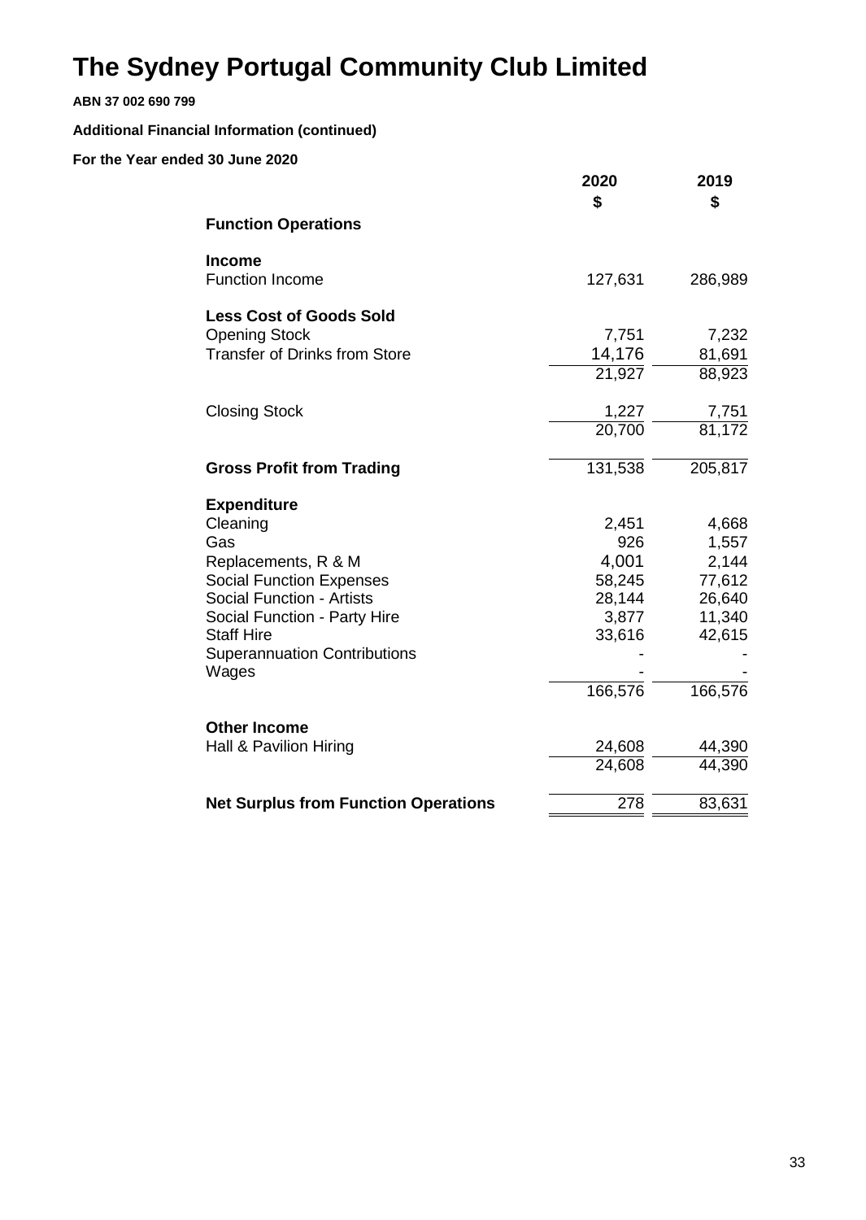# The Sydney Portugal Community Club Limited

**ABN 37 002 690 799**

**Additional Financial Information (continued)**

**For the Year ended 30 June 2020**

| | 2020 | 2019 |
|---|---|---|
| | $ | $ |
| **Function Operations** | | |
| | | |
| **Income** | | |
| Function Income | 127,631 | 286,989 |
| | | |
| **Less Cost of Goods Sold** | | |
| Opening Stock | 7,751 | 7,232 |
| Transfer of Drinks from Store | 14,176 | 81,691 |
| | 21,927 | 88,923 |
| | | |
| Closing Stock | 1,227 | 7,751 |
| | 20,700 | 81,172 |
| | | |
| **Gross Profit from Trading** | 131,538 | 205,817 |
| | | |
| **Expenditure** | | |
| Cleaning | 2,451 | 4,668 |
| Gas | 926 | 1,557 |
| Replacements, R & M | 4,001 | 2,144 |
| Social Function Expenses | 58,245 | 77,612 |
| Social Function - Artists | 28,144 | 26,640 |
| Social Function - Party Hire | 3,877 | 11,340 |
| Staff Hire | 33,616 | 42,615 |
| Superannuation Contributions | - | - |
| Wages | - | - |
| | 166,576 | 166,576 |
| | | |
| **Other Income** | | |
| Hall & Pavilion Hiring | 24,608 | 44,390 |
| | 24,608 | 44,390 |
| | | |
| **Net Surplus from Function Operations** | 278 | 83,631 |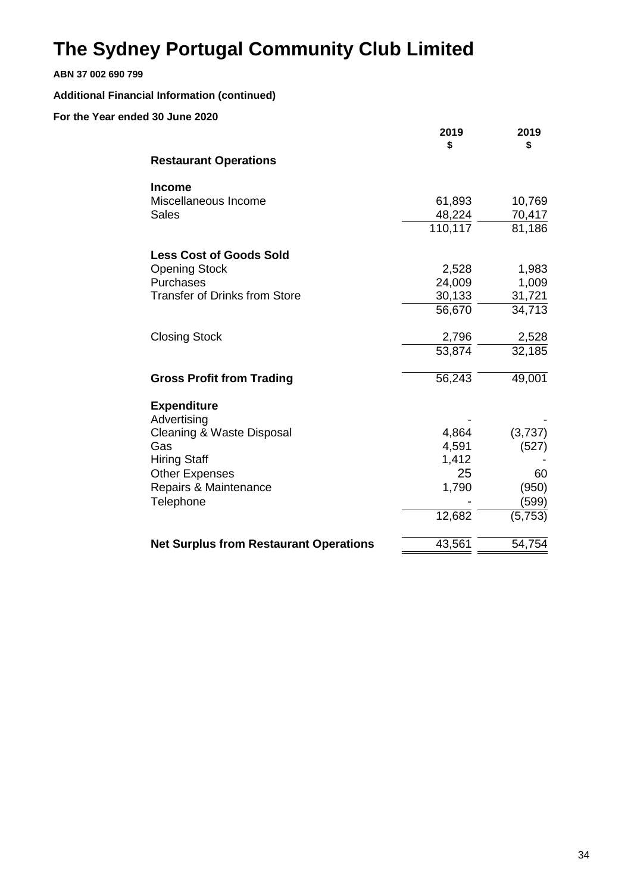# The Sydney Portugal Community Club Limited

**ABN 37 002 690 799**

**Additional Financial Information (continued)**

**For the Year ended 30 June 2020**

| | 2019<br>$ | 2019<br>$ |
|---|---|---|
| **Restaurant Operations** | | |
| | | |
| **Income** | | |
| Miscellaneous Income | 61,893 | 10,769 |
| Sales | 48,224 | 70,417 |
| | 110,117 | 81,186 |
| | | |
| **Less Cost of Goods Sold** | | |
| Opening Stock | 2,528 | 1,983 |
| Purchases | 24,009 | 1,009 |
| Transfer of Drinks from Store | 30,133 | 31,721 |
| | 56,670 | 34,713 |
| | | |
| Closing Stock | 2,796 | 2,528 |
| | 53,874 | 32,185 |
| | | |
| **Gross Profit from Trading** | 56,243 | 49,001 |
| | | |
| **Expenditure** | | |
| Advertising | - | - |
| Cleaning & Waste Disposal | 4,864 | (3,737) |
| Gas | 4,591 | (527) |
| Hiring Staff | 1,412 | - |
| Other Expenses | 25 | 60 |
| Repairs & Maintenance | 1,790 | (950) |
| Telephone | - | (599) |
| | 12,682 | (5,753) |
| | | |
| **Net Surplus from Restaurant Operations** | 43,561 | 54,754 |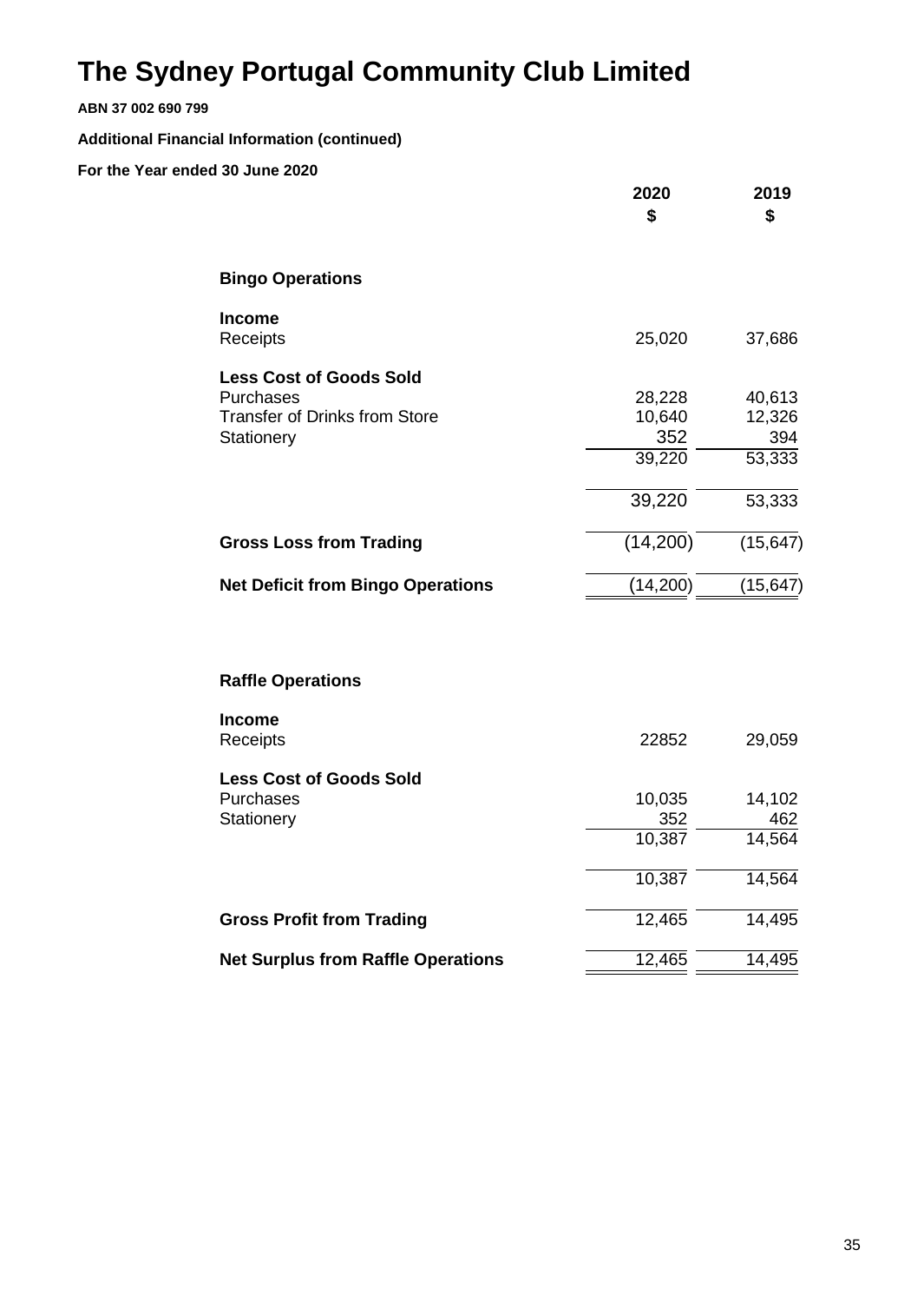# The Sydney Portugal Community Club Limited

**ABN 37 002 690 799**

**Additional Financial Information (continued)**

**For the Year ended 30 June 2020**

| | 2020<br>$ | 2019<br>$ |
|---|---|---|
| **Bingo Operations** | | |
| **Income** | | |
| Receipts | 25,020 | 37,686 |
| **Less Cost of Goods Sold** | | |
| Purchases | 28,228 | 40,613 |
| Transfer of Drinks from Store | 10,640 | 12,326 |
| Stationery | 352 | 394 |
| | 39,220 | 53,333 |
| | 39,220 | 53,333 |
| **Gross Loss from Trading** | (14,200) | (15,647) |
| **Net Deficit from Bingo Operations** | (14,200) | (15,647) |
| **Raffle Operations** | | |
| **Income** | | |
| Receipts | 22852 | 29,059 |
| **Less Cost of Goods Sold** | | |
| Purchases | 10,035 | 14,102 |
| Stationery | 352 | 462 |
| | 10,387 | 14,564 |
| | 10,387 | 14,564 |
| **Gross Profit from Trading** | 12,465 | 14,495 |
| **Net Surplus from Raffle Operations** | 12,465 | 14,495 |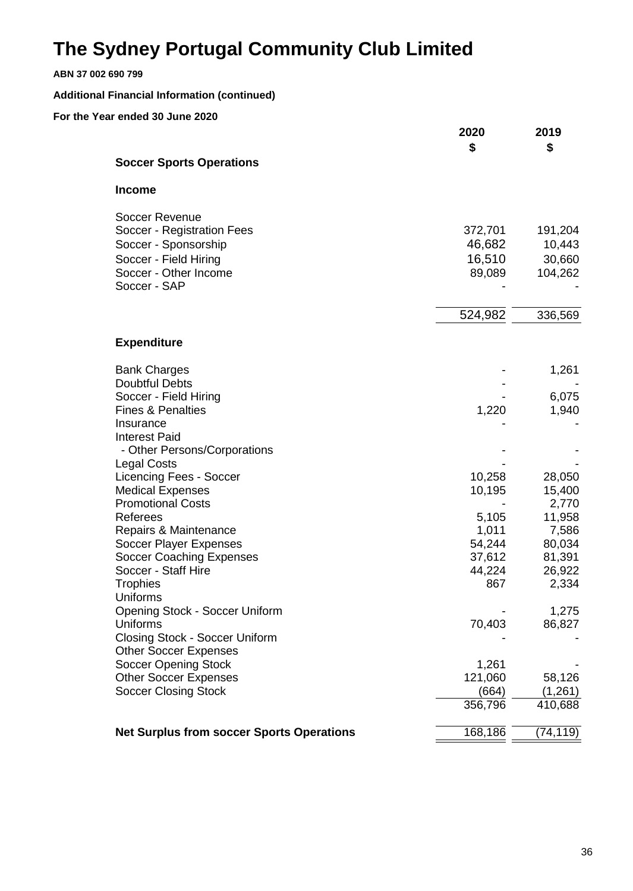# The Sydney Portugal Community Club Limited

**ABN 37 002 690 799**

**Additional Financial Information (continued)**

**For the Year ended 30 June 2020**

| | 2020<br>$ | 2019<br>$ |
|---|---|---|
| **Soccer Sports Operations** | | |
| **Income** | | |
| Soccer Revenue | | |
| Soccer - Registration Fees | 372,701 | 191,204 |
| Soccer - Sponsorship | 46,682 | 10,443 |
| Soccer - Field Hiring | 16,510 | 30,660 |
| Soccer - Other Income | 89,089 | 104,262 |
| Soccer - SAP | - | - |
| | 524,982 | 336,569 |
| **Expenditure** | | |
| Bank Charges | - | 1,261 |
| Doubtful Debts | - | - |
| Soccer - Field Hiring | - | 6,075 |
| Fines & Penalties | 1,220 | 1,940 |
| Insurance | - | - |
| Interest Paid | | |
| - Other Persons/Corporations | - | - |
| Legal Costs | - | - |
| Licencing Fees - Soccer | 10,258 | 28,050 |
| Medical Expenses | 10,195 | 15,400 |
| Promotional Costs | - | 2,770 |
| Referees | 5,105 | 11,958 |
| Repairs & Maintenance | 1,011 | 7,586 |
| Soccer Player Expenses | 54,244 | 80,034 |
| Soccer Coaching Expenses | 37,612 | 81,391 |
| Soccer - Staff Hire | 44,224 | 26,922 |
| Trophies | 867 | 2,334 |
| Uniforms | | |
| Opening Stock - Soccer Uniform | - | 1,275 |
| Uniforms | 70,403 | 86,827 |
| Closing Stock - Soccer Uniform | - | - |
| Other Soccer Expenses | | |
| Soccer Opening Stock | 1,261 | - |
| Other Soccer Expenses | 121,060 | 58,126 |
| Soccer Closing Stock | (664) | (1,261) |
| | 356,796 | 410,688 |
| **Net Surplus from soccer Sports Operations** | 168,186 | (74,119) |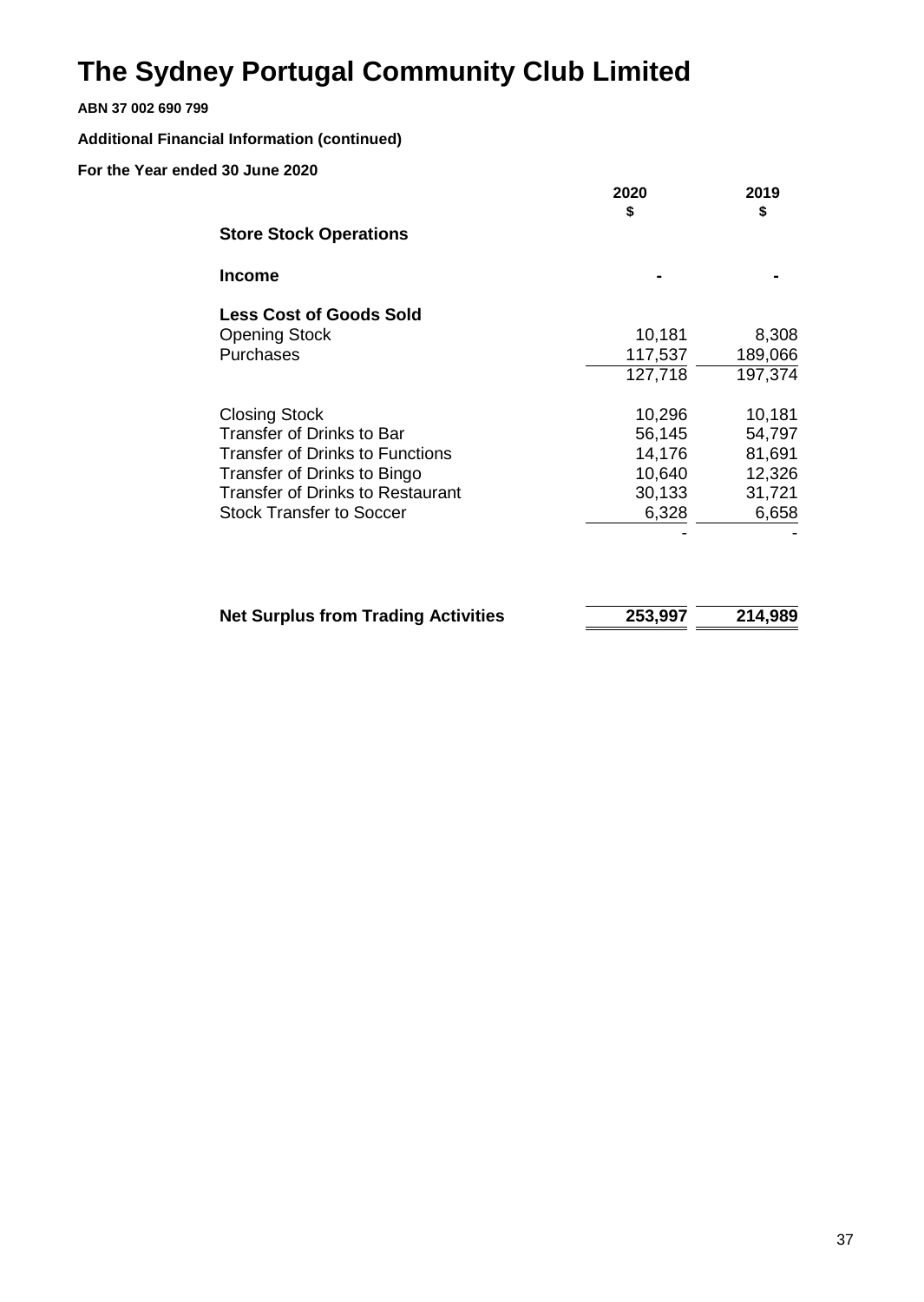# The Sydney Portugal Community Club Limited

**ABN 37 002 690 799**

**Additional Financial Information (continued)**

**For the Year ended 30 June 2020**

| | 2020<br>$ | 2019<br>$ |
|---|---|---|
| **Store Stock Operations** | | |
| **Income** | - | - |
| **Less Cost of Goods Sold** | | |
| Opening Stock | 10,181 | 8,308 |
| Purchases | 117,537 | 189,066 |
| | 127,718 | 197,374 |
| Closing Stock | 10,296 | 10,181 |
| Transfer of Drinks to Bar | 56,145 | 54,797 |
| Transfer of Drinks to Functions | 14,176 | 81,691 |
| Transfer of Drinks to Bingo | 10,640 | 12,326 |
| Transfer of Drinks to Restaurant | 30,133 | 31,721 |
| Stock Transfer to Soccer | 6,328 | 6,658 |
| | - | - |
| **Net Surplus from Trading Activities** | **253,997** | **214,989** |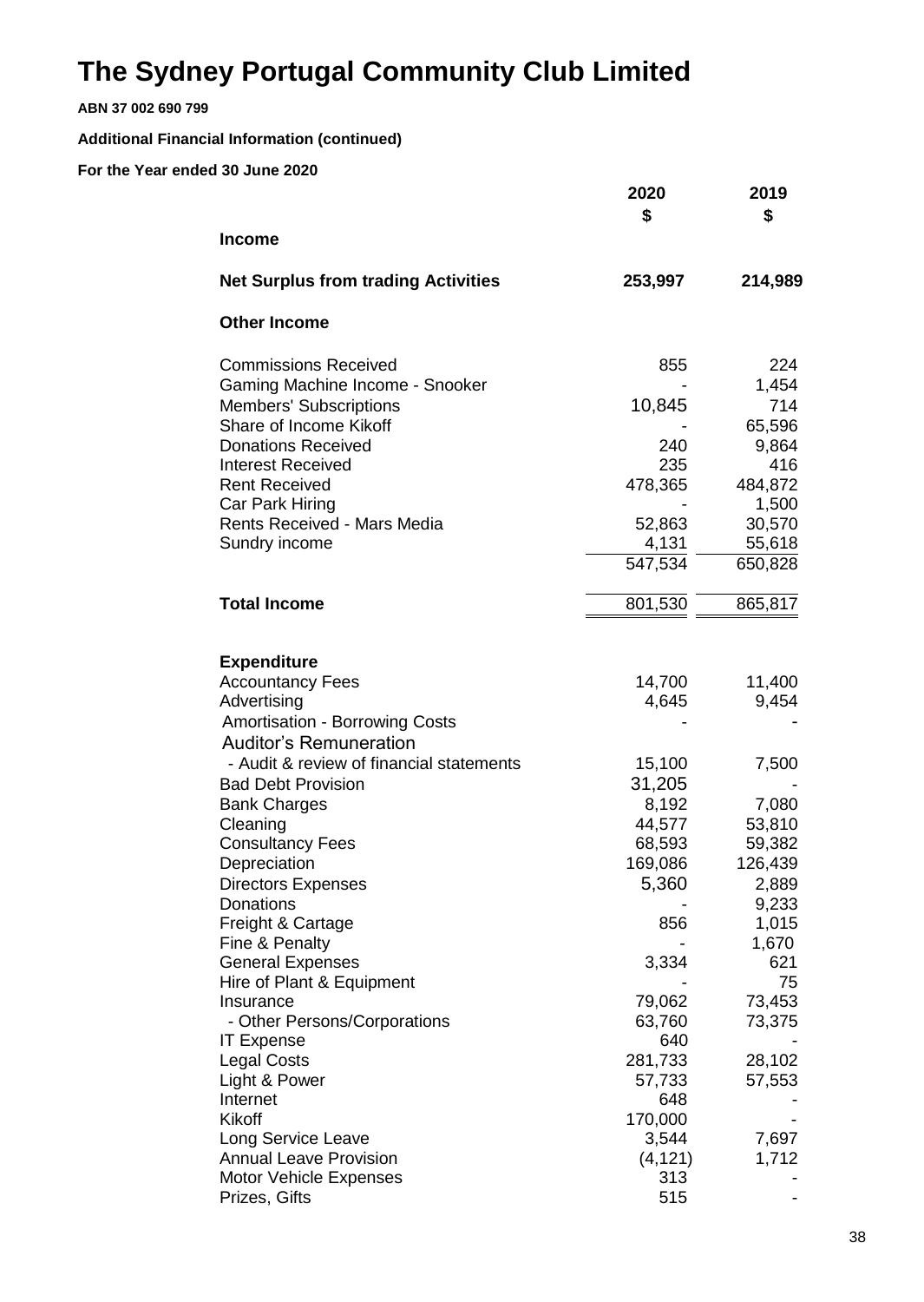# The Sydney Portugal Community Club Limited

**ABN 37 002 690 799**

**Additional Financial Information (continued)**

**For the Year ended 30 June 2020**

| | 2020 $ | 2019 $ |
|---|---|---|
| **Income** | | |
| **Net Surplus from trading Activities** | **253,997** | **214,989** |
| **Other Income** | | |
| Commissions Received | 855 | 224 |
| Gaming Machine Income - Snooker | - | 1,454 |
| Members' Subscriptions | 10,845 | 714 |
| Share of Income Kikoff | - | 65,596 |
| Donations Received | 240 | 9,864 |
| Interest Received | 235 | 416 |
| Rent Received | 478,365 | 484,872 |
| Car Park Hiring | - | 1,500 |
| Rents Received - Mars Media | 52,863 | 30,570 |
| Sundry income | 4,131 | 55,618 |
| | 547,534 | 650,828 |
| **Total Income** | 801,530 | 865,817 |
| **Expenditure** | | |
| Accountancy Fees | 14,700 | 11,400 |
| Advertising | 4,645 | 9,454 |
| Amortisation - Borrowing Costs | - | - |
| Auditor's Remuneration | | |
| - Audit & review of financial statements | 15,100 | 7,500 |
| Bad Debt Provision | 31,205 | - |
| Bank Charges | 8,192 | 7,080 |
| Cleaning | 44,577 | 53,810 |
| Consultancy Fees | 68,593 | 59,382 |
| Depreciation | 169,086 | 126,439 |
| Directors Expenses | 5,360 | 2,889 |
| Donations | - | 9,233 |
| Freight & Cartage | 856 | 1,015 |
| Fine & Penalty | - | 1,670 |
| General Expenses | 3,334 | 621 |
| Hire of Plant & Equipment | - | 75 |
| Insurance | 79,062 | 73,453 |
| - Other Persons/Corporations | 63,760 | 73,375 |
| IT Expense | 640 | - |
| Legal Costs | 281,733 | 28,102 |
| Light & Power | 57,733 | 57,553 |
| Internet | 648 | - |
| Kikoff | 170,000 | - |
| Long Service Leave | 3,544 | 7,697 |
| Annual Leave Provision | (4,121) | 1,712 |
| Motor Vehicle Expenses | 313 | - |
| Prizes, Gifts | 515 | - |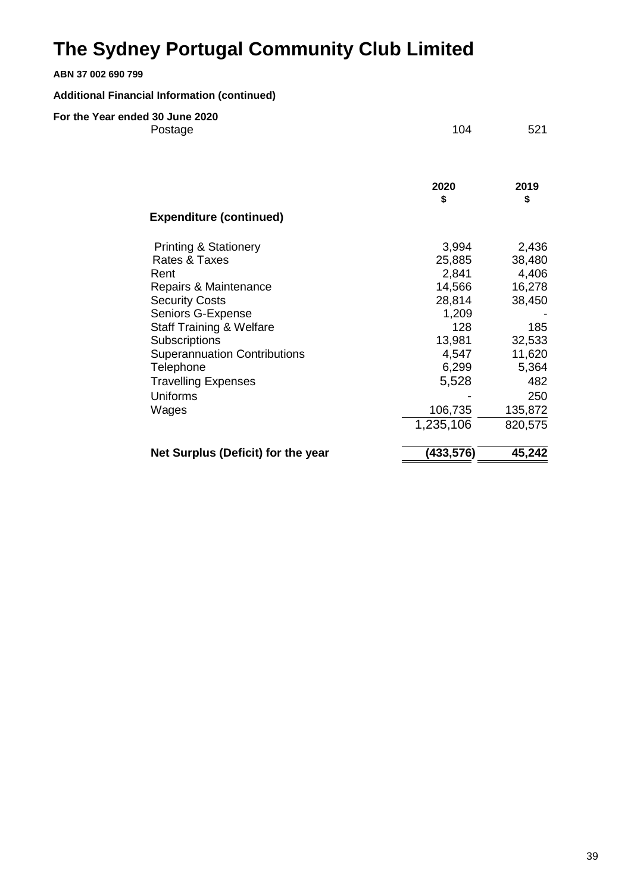# The Sydney Portugal Community Club Limited

**ABN 37 002 690 799**

**Additional Financial Information (continued)**

**For the Year ended 30 June 2020**

| | | |
|---|---|---|
| Postage | 104 | 521 |
| | **2020** **$** | **2019** **$** |
| **Expenditure (continued)** | | |
| Printing & Stationery | 3,994 | 2,436 |
| Rates & Taxes | 25,885 | 38,480 |
| Rent | 2,841 | 4,406 |
| Repairs & Maintenance | 14,566 | 16,278 |
| Security Costs | 28,814 | 38,450 |
| Seniors G-Expense | 1,209 | - |
| Staff Training & Welfare | 128 | 185 |
| Subscriptions | 13,981 | 32,533 |
| Superannuation Contributions | 4,547 | 11,620 |
| Telephone | 6,299 | 5,364 |
| Travelling Expenses | 5,528 | 482 |
| Uniforms | - | 250 |
| Wages | 106,735 | 135,872 |
| | 1,235,106 | 820,575 |
| **Net Surplus (Deficit) for the year** | **(433,576)** | **45,242** |